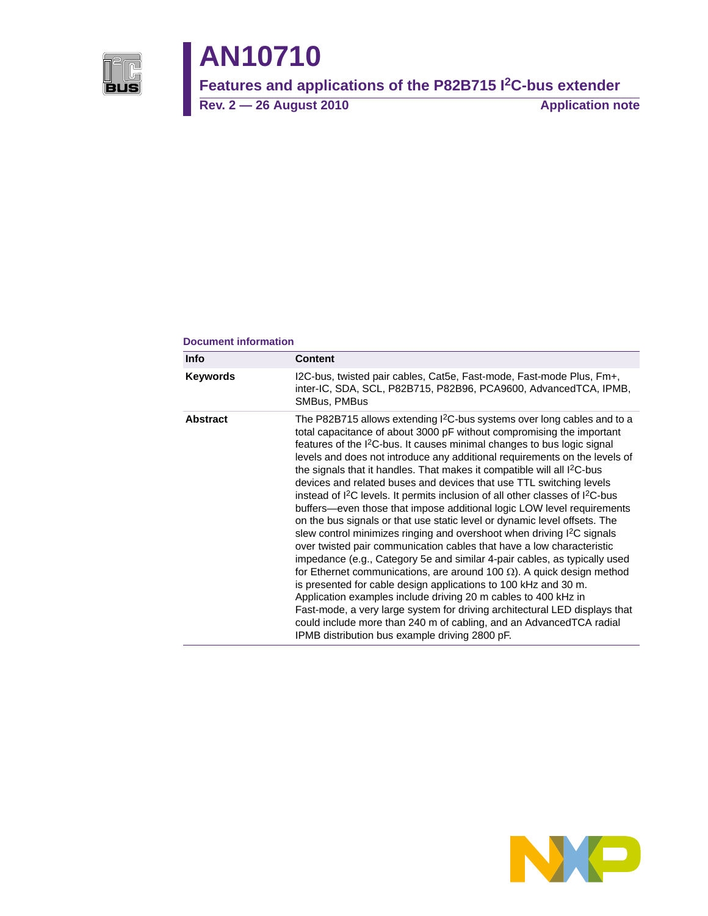# AN10710

## Features and applications of the P82B715 I²C-bus extender

**Rev. 2 — 26 August 2010** **Application note**

### Document information

| Info | Content |
|---|---|
| **Keywords** | I2C-bus, twisted pair cables, Cat5e, Fast-mode, Fast-mode Plus, Fm+, inter-IC, SDA, SCL, P82B715, P82B96, PCA9600, AdvancedTCA, IPMB, SMBus, PMBus |
| **Abstract** | The P82B715 allows extending I²C-bus systems over long cables and to a total capacitance of about 3000 pF without compromising the important features of the I²C-bus. It causes minimal changes to bus logic signal levels and does not introduce any additional requirements on the levels of the signals that it handles. That makes it compatible will all I²C-bus devices and related buses and devices that use TTL switching levels instead of I²C levels. It permits inclusion of all other classes of I²C-bus buffers—even those that impose additional logic LOW level requirements on the bus signals or that use static level or dynamic level offsets. The slew control minimizes ringing and overshoot when driving I²C signals over twisted pair communication cables that have a low characteristic impedance (e.g., Category 5e and similar 4-pair cables, as typically used for Ethernet communications, are around 100 Ω). A quick design method is presented for cable design applications to 100 kHz and 30 m. Application examples include driving 20 m cables to 400 kHz in Fast-mode, a very large system for driving architectural LED displays that could include more than 240 m of cabling, and an AdvancedTCA radial IPMB distribution bus example driving 2800 pF. |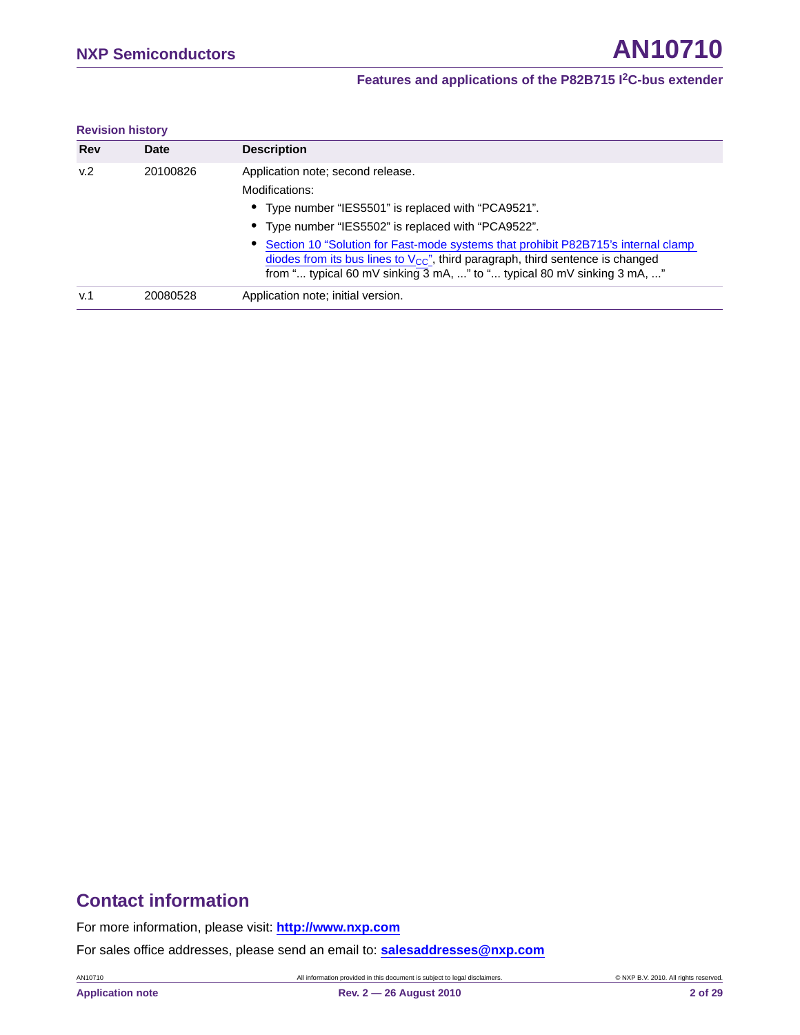**Revision history**

| Rev | Date | Description |
|---|---|---|
| v.2 | 20100826 | Application note; second release. Modifications: • Type number "IES5501" is replaced with "PCA9521". • Type number "IES5502" is replaced with "PCA9522". • Section 10 "Solution for Fast-mode systems that prohibit P82B715's internal clamp diodes from its bus lines to $V_{CC}$", third paragraph, third sentence is changed from "... typical 60 mV sinking 3 mA, ..." to "... typical 80 mV sinking 3 mA, ..." |
| v.1 | 20080528 | Application note; initial version. |

## Contact information

For more information, please visit: **http://www.nxp.com**

For sales office addresses, please send an email to: **salesaddresses@nxp.com**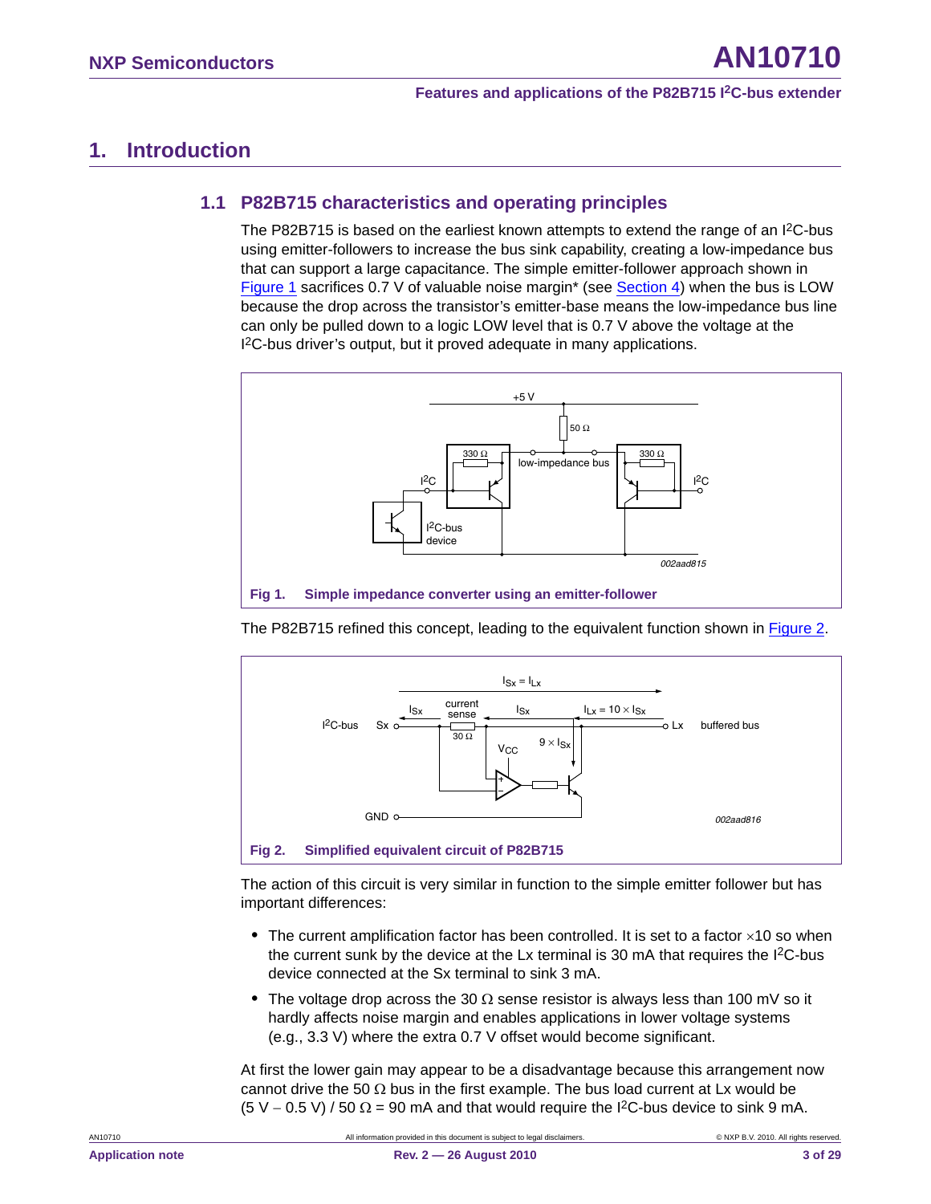# 1. Introduction

## 1.1 P82B715 characteristics and operating principles

The P82B715 is based on the earliest known attempts to extend the range of an I²C-bus using emitter-followers to increase the bus sink capability, creating a low-impedance bus that can support a large capacitance. The simple emitter-follower approach shown in Figure 1 sacrifices 0.7 V of valuable noise margin* (see Section 4) when the bus is LOW because the drop across the transistor's emitter-base means the low-impedance bus line can only be pulled down to a logic LOW level that is 0.7 V above the voltage at the I²C-bus driver's output, but it proved adequate in many applications.

**Fig 1. Simple impedance converter using an emitter-follower**

The P82B715 refined this concept, leading to the equivalent function shown in Figure 2.

**Fig 2. Simplified equivalent circuit of P82B715**

The action of this circuit is very similar in function to the simple emitter follower but has important differences:

- The current amplification factor has been controlled. It is set to a factor ×10 so when the current sunk by the device at the Lx terminal is 30 mA that requires the I²C-bus device connected at the Sx terminal to sink 3 mA.
- The voltage drop across the 30 Ω sense resistor is always less than 100 mV so it hardly affects noise margin and enables applications in lower voltage systems (e.g., 3.3 V) where the extra 0.7 V offset would become significant.

At first the lower gain may appear to be a disadvantage because this arrangement now cannot drive the 50 Ω bus in the first example. The bus load current at Lx would be (5 V − 0.5 V) / 50 Ω = 90 mA and that would require the I²C-bus device to sink 9 mA.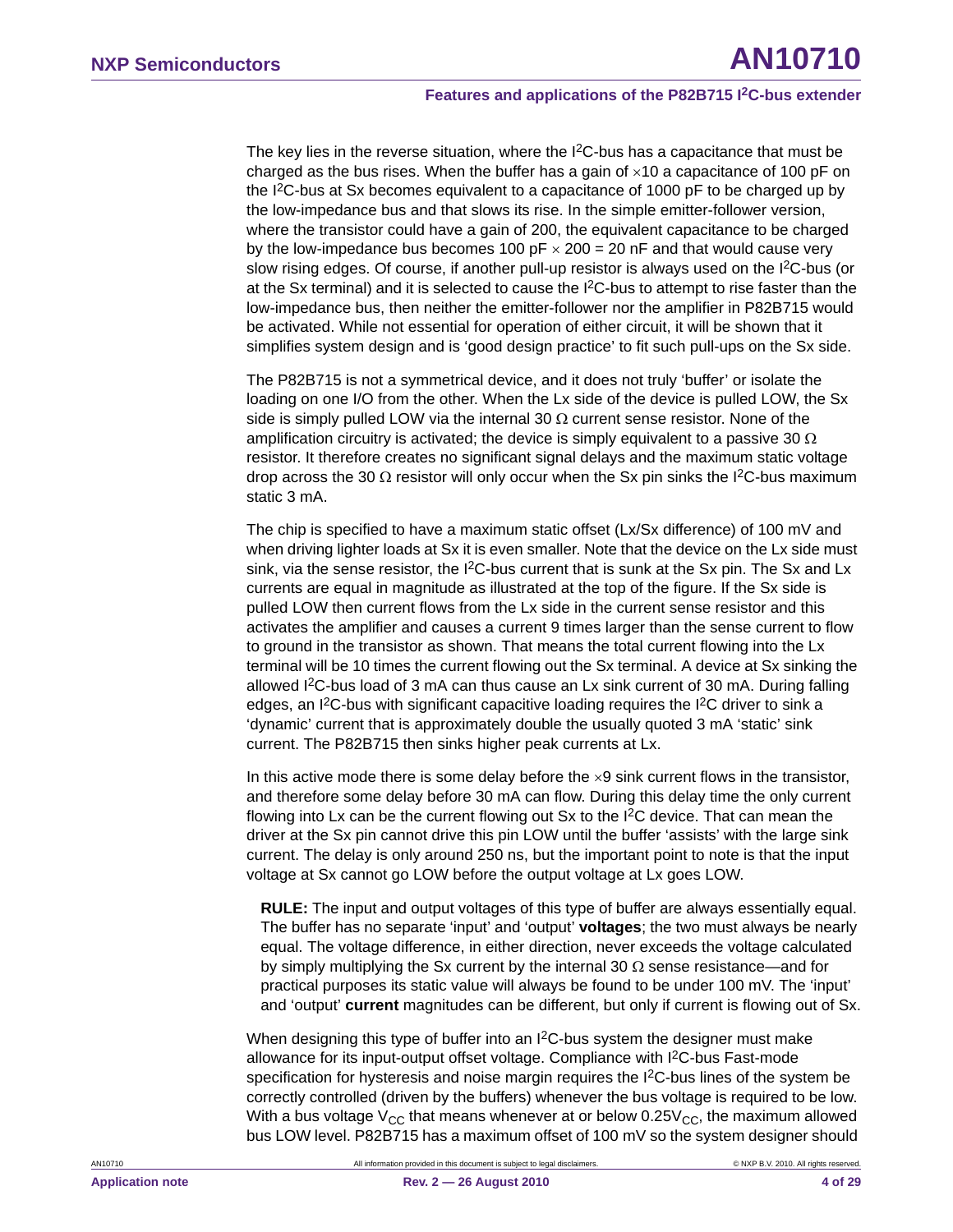The key lies in the reverse situation, where the I²C-bus has a capacitance that must be charged as the bus rises. When the buffer has a gain of ×10 a capacitance of 100 pF on the I²C-bus at Sx becomes equivalent to a capacitance of 1000 pF to be charged up by the low-impedance bus and that slows its rise. In the simple emitter-follower version, where the transistor could have a gain of 200, the equivalent capacitance to be charged by the low-impedance bus becomes 100 pF × 200 = 20 nF and that would cause very slow rising edges. Of course, if another pull-up resistor is always used on the I²C-bus (or at the Sx terminal) and it is selected to cause the I²C-bus to attempt to rise faster than the low-impedance bus, then neither the emitter-follower nor the amplifier in P82B715 would be activated. While not essential for operation of either circuit, it will be shown that it simplifies system design and is 'good design practice' to fit such pull-ups on the Sx side.

The P82B715 is not a symmetrical device, and it does not truly 'buffer' or isolate the loading on one I/O from the other. When the Lx side of the device is pulled LOW, the Sx side is simply pulled LOW via the internal 30 Ω current sense resistor. None of the amplification circuitry is activated; the device is simply equivalent to a passive 30 Ω resistor. It therefore creates no significant signal delays and the maximum static voltage drop across the 30 Ω resistor will only occur when the Sx pin sinks the I²C-bus maximum static 3 mA.

The chip is specified to have a maximum static offset (Lx/Sx difference) of 100 mV and when driving lighter loads at Sx it is even smaller. Note that the device on the Lx side must sink, via the sense resistor, the I²C-bus current that is sunk at the Sx pin. The Sx and Lx currents are equal in magnitude as illustrated at the top of the figure. If the Sx side is pulled LOW then current flows from the Lx side in the current sense resistor and this activates the amplifier and causes a current 9 times larger than the sense current to flow to ground in the transistor as shown. That means the total current flowing into the Lx terminal will be 10 times the current flowing out the Sx terminal. A device at Sx sinking the allowed I²C-bus load of 3 mA can thus cause an Lx sink current of 30 mA. During falling edges, an I²C-bus with significant capacitive loading requires the I²C driver to sink a 'dynamic' current that is approximately double the usually quoted 3 mA 'static' sink current. The P82B715 then sinks higher peak currents at Lx.

In this active mode there is some delay before the ×9 sink current flows in the transistor, and therefore some delay before 30 mA can flow. During this delay time the only current flowing into Lx can be the current flowing out Sx to the I²C device. That can mean the driver at the Sx pin cannot drive this pin LOW until the buffer 'assists' with the large sink current. The delay is only around 250 ns, but the important point to note is that the input voltage at Sx cannot go LOW before the output voltage at Lx goes LOW.

> **RULE:** The input and output voltages of this type of buffer are always essentially equal. The buffer has no separate 'input' and 'output' **voltages**; the two must always be nearly equal. The voltage difference, in either direction, never exceeds the voltage calculated by simply multiplying the Sx current by the internal 30 Ω sense resistance—and for practical purposes its static value will always be found to be under 100 mV. The 'input' and 'output' **current** magnitudes can be different, but only if current is flowing out of Sx.

When designing this type of buffer into an I²C-bus system the designer must make allowance for its input-output offset voltage. Compliance with I²C-bus Fast-mode specification for hysteresis and noise margin requires the I²C-bus lines of the system be correctly controlled (driven by the buffers) whenever the bus voltage is required to be low. With a bus voltage $V_{CC}$ that means whenever at or below $0.25V_{CC}$, the maximum allowed bus LOW level. P82B715 has a maximum offset of 100 mV so the system designer should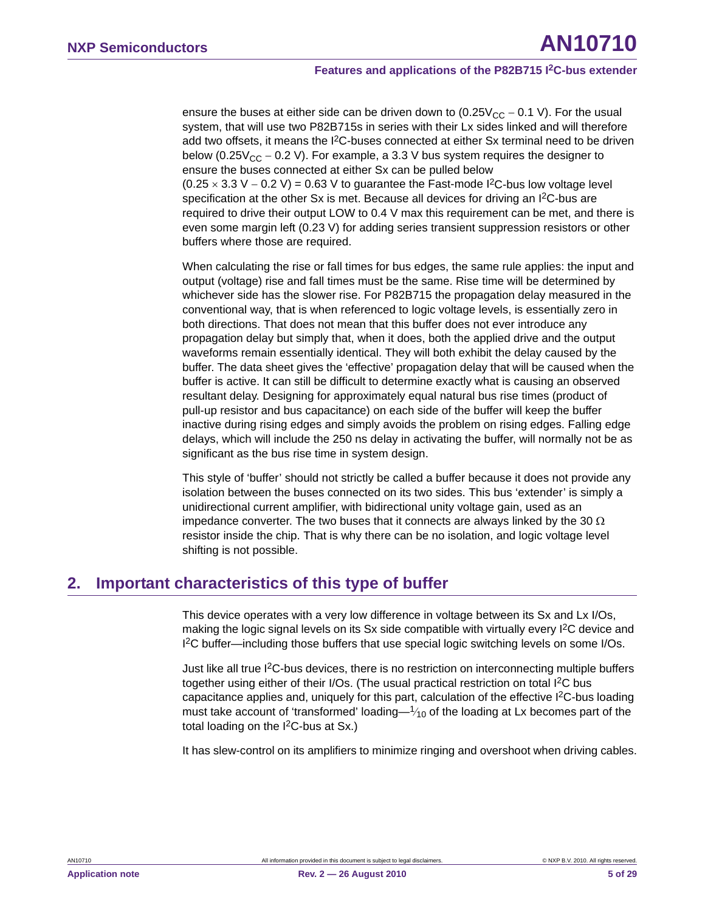ensure the buses at either side can be driven down to ($0.25V_{CC} - 0.1$ V). For the usual system, that will use two P82B715s in series with their Lx sides linked and will therefore add two offsets, it means the I²C-buses connected at either Sx terminal need to be driven below ($0.25V_{CC} - 0.2$ V). For example, a 3.3 V bus system requires the designer to ensure the buses connected at either Sx can be pulled below ($0.25 \times 3.3$ V $- 0.2$ V) = 0.63 V to guarantee the Fast-mode I²C-bus low voltage level specification at the other Sx is met. Because all devices for driving an I²C-bus are required to drive their output LOW to 0.4 V max this requirement can be met, and there is even some margin left (0.23 V) for adding series transient suppression resistors or other buffers where those are required.

When calculating the rise or fall times for bus edges, the same rule applies: the input and output (voltage) rise and fall times must be the same. Rise time will be determined by whichever side has the slower rise. For P82B715 the propagation delay measured in the conventional way, that is when referenced to logic voltage levels, is essentially zero in both directions. That does not mean that this buffer does not ever introduce any propagation delay but simply that, when it does, both the applied drive and the output waveforms remain essentially identical. They will both exhibit the delay caused by the buffer. The data sheet gives the 'effective' propagation delay that will be caused when the buffer is active. It can still be difficult to determine exactly what is causing an observed resultant delay. Designing for approximately equal natural bus rise times (product of pull-up resistor and bus capacitance) on each side of the buffer will keep the buffer inactive during rising edges and simply avoids the problem on rising edges. Falling edge delays, which will include the 250 ns delay in activating the buffer, will normally not be as significant as the bus rise time in system design.

This style of 'buffer' should not strictly be called a buffer because it does not provide any isolation between the buses connected on its two sides. This bus 'extender' is simply a unidirectional current amplifier, with bidirectional unity voltage gain, used as an impedance converter. The two buses that it connects are always linked by the 30 Ω resistor inside the chip. That is why there can be no isolation, and logic voltage level shifting is not possible.

## 2. Important characteristics of this type of buffer

This device operates with a very low difference in voltage between its Sx and Lx I/Os, making the logic signal levels on its Sx side compatible with virtually every I²C device and I²C buffer—including those buffers that use special logic switching levels on some I/Os.

Just like all true I²C-bus devices, there is no restriction on interconnecting multiple buffers together using either of their I/Os. (The usual practical restriction on total I²C bus capacitance applies and, uniquely for this part, calculation of the effective I²C-bus loading must take account of 'transformed' loading—$\frac{1}{10}$ of the loading at Lx becomes part of the total loading on the I²C-bus at Sx.)

It has slew-control on its amplifiers to minimize ringing and overshoot when driving cables.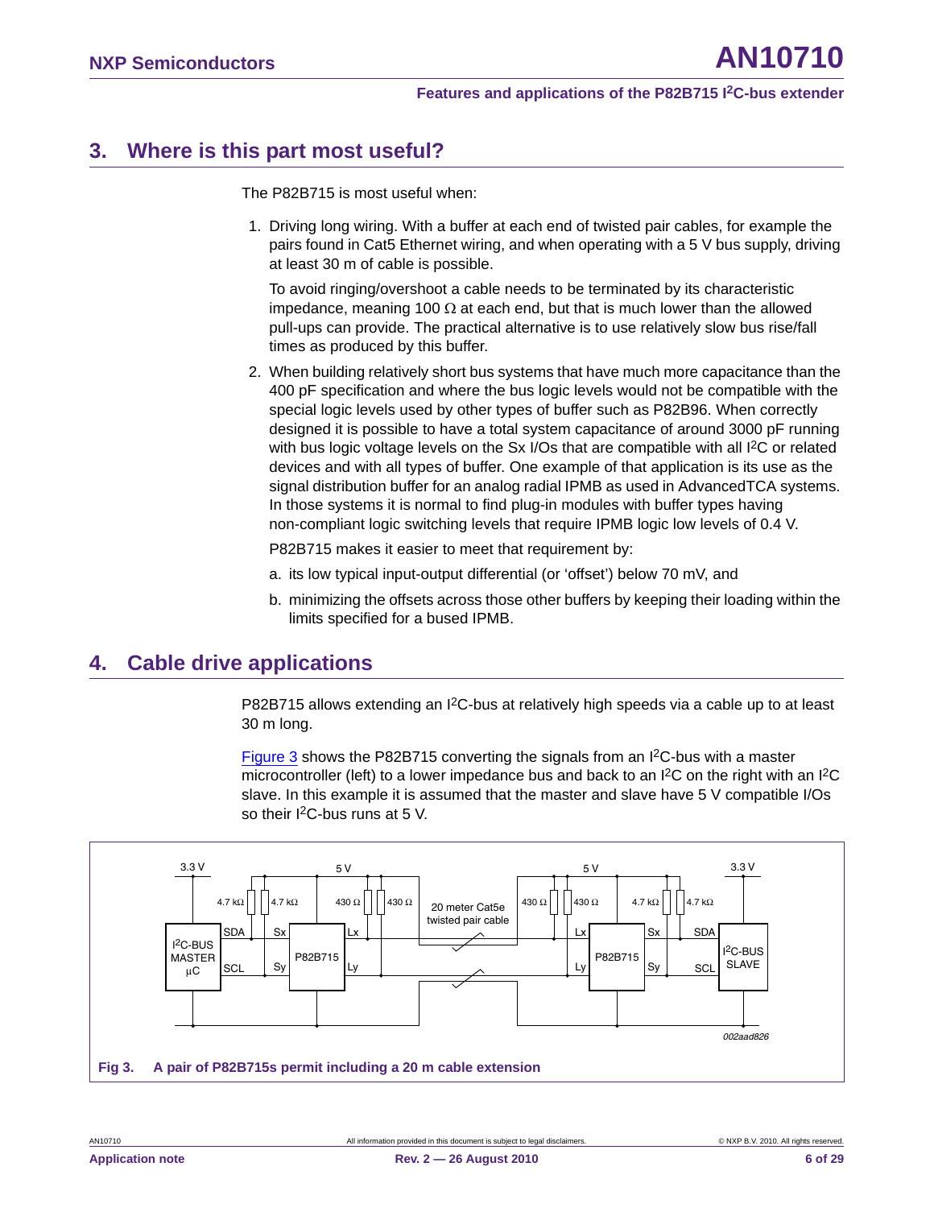## 3. Where is this part most useful?

The P82B715 is most useful when:

1. Driving long wiring. With a buffer at each end of twisted pair cables, for example the pairs found in Cat5 Ethernet wiring, and when operating with a 5 V bus supply, driving at least 30 m of cable is possible.

   To avoid ringing/overshoot a cable needs to be terminated by its characteristic impedance, meaning 100 Ω at each end, but that is much lower than the allowed pull-ups can provide. The practical alternative is to use relatively slow bus rise/fall times as produced by this buffer.

2. When building relatively short bus systems that have much more capacitance than the 400 pF specification and where the bus logic levels would not be compatible with the special logic levels used by other types of buffer such as P82B96. When correctly designed it is possible to have a total system capacitance of around 3000 pF running with bus logic voltage levels on the Sx I/Os that are compatible with all I²C or related devices and with all types of buffer. One example of that application is its use as the signal distribution buffer for an analog radial IPMB as used in AdvancedTCA systems. In those systems it is normal to find plug-in modules with buffer types having non-compliant logic switching levels that require IPMB logic low levels of 0.4 V.

   P82B715 makes it easier to meet that requirement by:

   a. its low typical input-output differential (or ‘offset’) below 70 mV, and

   b. minimizing the offsets across those other buffers by keeping their loading within the limits specified for a bused IPMB.

## 4. Cable drive applications

P82B715 allows extending an I²C-bus at relatively high speeds via a cable up to at least 30 m long.

Figure 3 shows the P82B715 converting the signals from an I²C-bus with a master microcontroller (left) to a lower impedance bus and back to an I²C on the right with an I²C slave. In this example it is assumed that the master and slave have 5 V compatible I/Os so their I²C-bus runs at 5 V.

**Fig 3. A pair of P82B715s permit including a 20 m cable extension**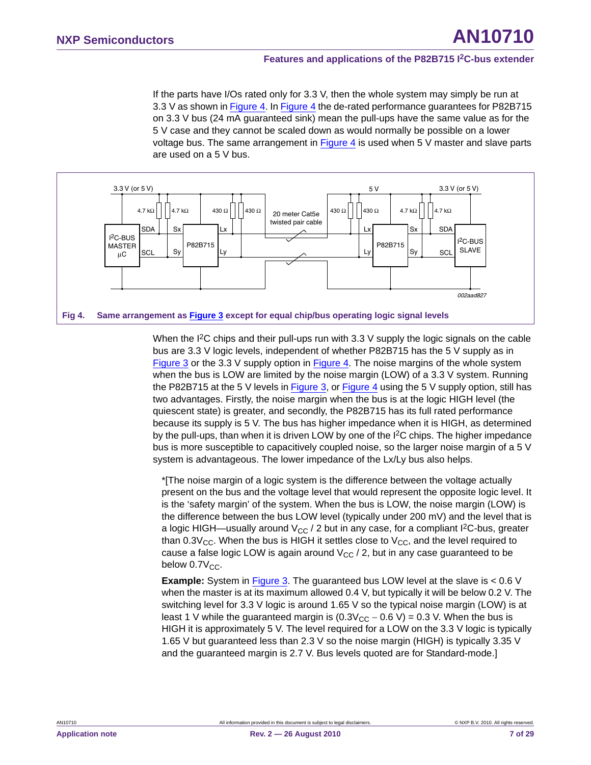If the parts have I/Os rated only for 3.3 V, then the whole system may simply be run at 3.3 V as shown in Figure 4. In Figure 4 the de-rated performance guarantees for P82B715 on 3.3 V bus (24 mA guaranteed sink) mean the pull-ups have the same value as for the 5 V case and they cannot be scaled down as would normally be possible on a lower voltage bus. The same arrangement in Figure 4 is used when 5 V master and slave parts are used on a 5 V bus.

**Fig 4. Same arrangement as Figure 3 except for equal chip/bus operating logic signal levels**

When the $I^2C$ chips and their pull-ups run with 3.3 V supply the logic signals on the cable bus are 3.3 V logic levels, independent of whether P82B715 has the 5 V supply as in Figure 3 or the 3.3 V supply option in Figure 4. The noise margins of the whole system when the bus is LOW are limited by the noise margin (LOW) of a 3.3 V system. Running the P82B715 at the 5 V levels in Figure 3, or Figure 4 using the 5 V supply option, still has two advantages. Firstly, the noise margin when the bus is at the logic HIGH level (the quiescent state) is greater, and secondly, the P82B715 has its full rated performance because its supply is 5 V. The bus has higher impedance when it is HIGH, as determined by the pull-ups, than when it is driven LOW by one of the $I^2C$ chips. The higher impedance bus is more susceptible to capacitively coupled noise, so the larger noise margin of a 5 V system is advantageous. The lower impedance of the Lx/Ly bus also helps.

*[The noise margin of a logic system is the difference between the voltage actually present on the bus and the voltage level that would represent the opposite logic level. It is the 'safety margin' of the system. When the bus is LOW, the noise margin (LOW) is the difference between the bus LOW level (typically under 200 mV) and the level that is a logic HIGH—usually around $V_{CC}$ / 2 but in any case, for a compliant $I^2C$-bus, greater than $0.3V_{CC}$. When the bus is HIGH it settles close to $V_{CC}$, and the level required to cause a false logic LOW is again around $V_{CC}$ / 2, but in any case guaranteed to be below $0.7V_{CC}$.

**Example:** System in Figure 3. The guaranteed bus LOW level at the slave is < 0.6 V when the master is at its maximum allowed 0.4 V, but typically it will be below 0.2 V. The switching level for 3.3 V logic is around 1.65 V so the typical noise margin (LOW) is at least 1 V while the guaranteed margin is ($0.3V_{CC} - 0.6$ V) = 0.3 V. When the bus is HIGH it is approximately 5 V. The level required for a LOW on the 3.3 V logic is typically 1.65 V but guaranteed less than 2.3 V so the noise margin (HIGH) is typically 3.35 V and the guaranteed margin is 2.7 V. Bus levels quoted are for Standard-mode.]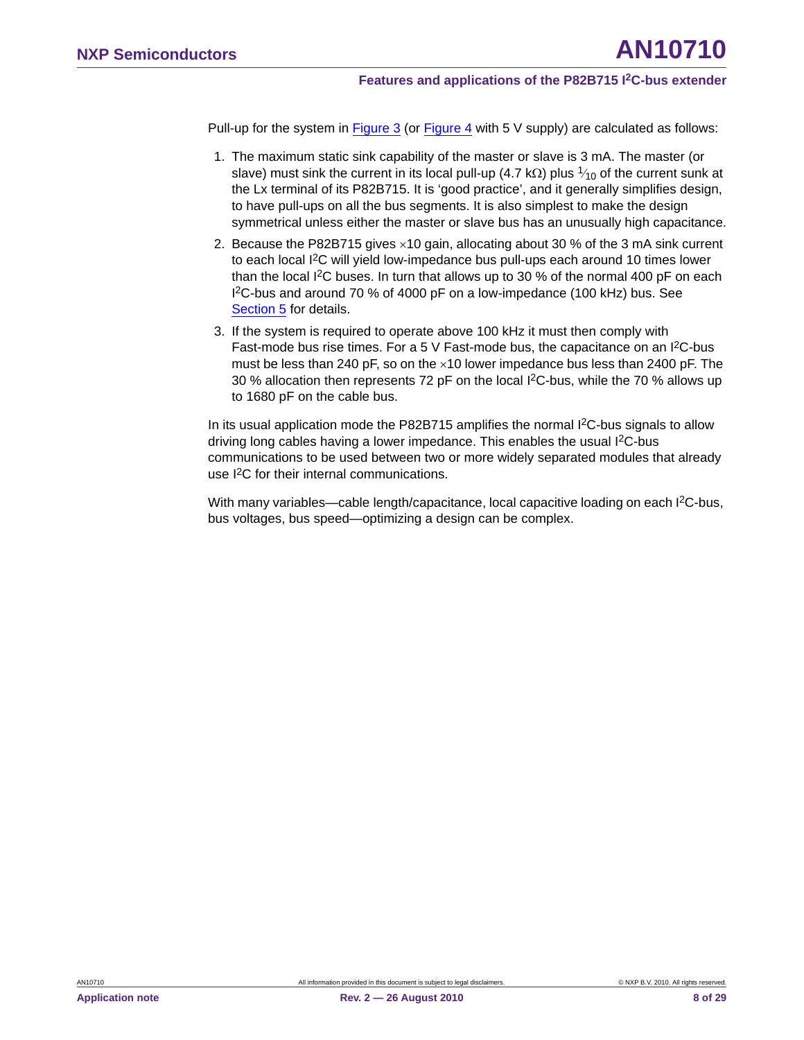Pull-up for the system in Figure 3 (or Figure 4 with 5 V supply) are calculated as follows:

1. The maximum static sink capability of the master or slave is 3 mA. The master (or slave) must sink the current in its local pull-up (4.7 kΩ) plus $\frac{1}{10}$ of the current sunk at the Lx terminal of its P82B715. It is ‘good practice’, and it generally simplifies design, to have pull-ups on all the bus segments. It is also simplest to make the design symmetrical unless either the master or slave bus has an unusually high capacitance.
2. Because the P82B715 gives ×10 gain, allocating about 30 % of the 3 mA sink current to each local I²C will yield low-impedance bus pull-ups each around 10 times lower than the local I²C buses. In turn that allows up to 30 % of the normal 400 pF on each I²C-bus and around 70 % of 4000 pF on a low-impedance (100 kHz) bus. See Section 5 for details.
3. If the system is required to operate above 100 kHz it must then comply with Fast-mode bus rise times. For a 5 V Fast-mode bus, the capacitance on an I²C-bus must be less than 240 pF, so on the ×10 lower impedance bus less than 2400 pF. The 30 % allocation then represents 72 pF on the local I²C-bus, while the 70 % allows up to 1680 pF on the cable bus.

In its usual application mode the P82B715 amplifies the normal I²C-bus signals to allow driving long cables having a lower impedance. This enables the usual I²C-bus communications to be used between two or more widely separated modules that already use I²C for their internal communications.

With many variables—cable length/capacitance, local capacitive loading on each I²C-bus, bus voltages, bus speed—optimizing a design can be complex.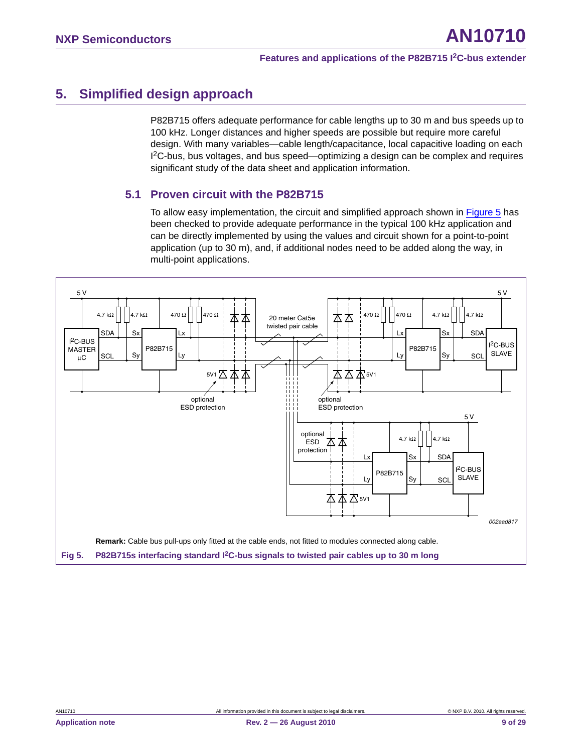## 5. Simplified design approach

P82B715 offers adequate performance for cable lengths up to 30 m and bus speeds up to 100 kHz. Longer distances and higher speeds are possible but require more careful design. With many variables—cable length/capacitance, local capacitive loading on each I²C-bus, bus voltages, and bus speed—optimizing a design can be complex and requires significant study of the data sheet and application information.

### 5.1 Proven circuit with the P82B715

To allow easy implementation, the circuit and simplified approach shown in Figure 5 has been checked to provide adequate performance in the typical 100 kHz application and can be directly implemented by using the values and circuit shown for a point-to-point application (up to 30 m), and, if additional nodes need to be added along the way, in multi-point applications.

**Remark:** Cable bus pull-ups only fitted at the cable ends, not fitted to modules connected along cable.

**Fig 5. P82B715s interfacing standard I²C-bus signals to twisted pair cables up to 30 m long**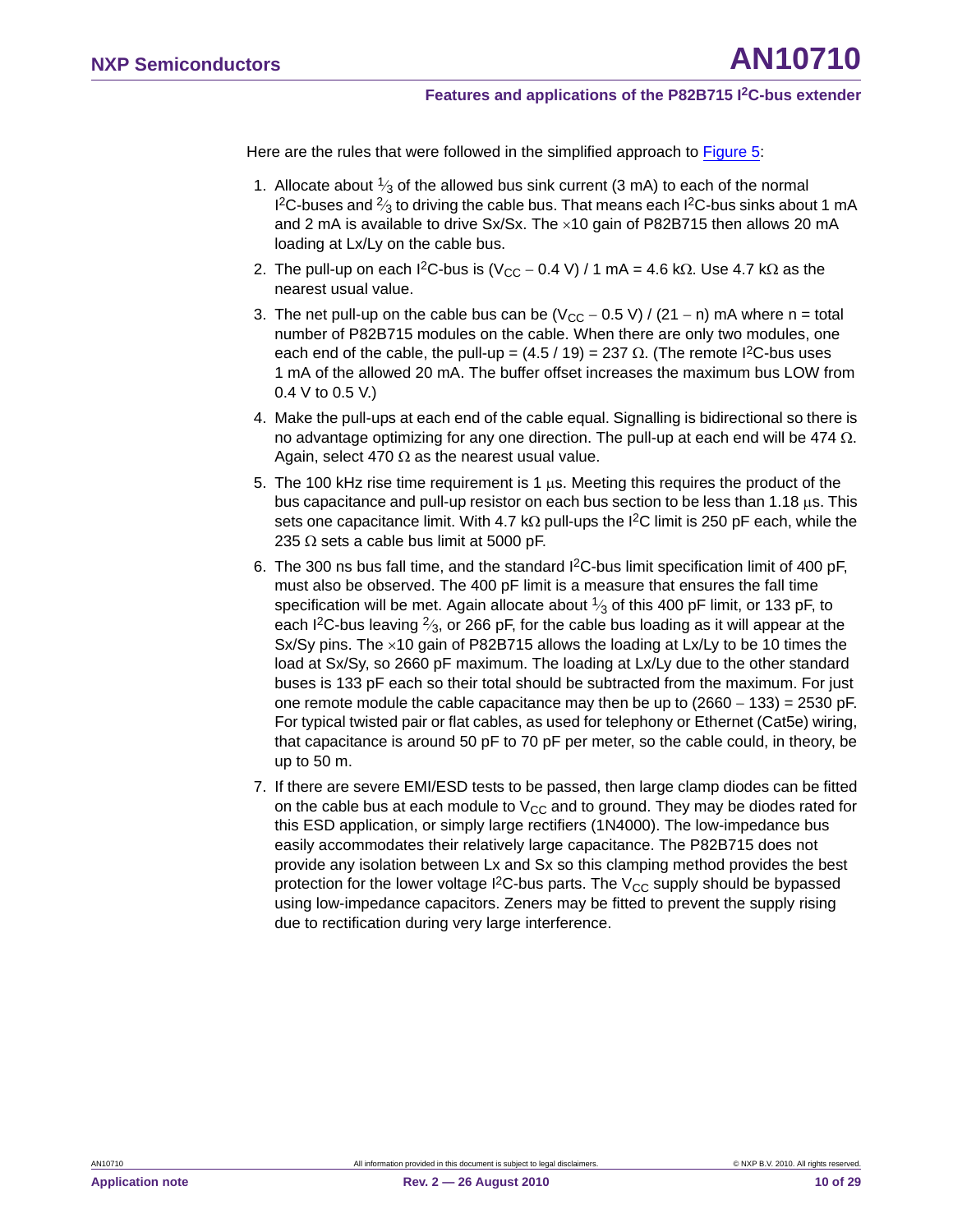Here are the rules that were followed in the simplified approach to Figure 5:

1. Allocate about $\frac{1}{3}$ of the allowed bus sink current (3 mA) to each of the normal $I^2C$-buses and $\frac{2}{3}$ to driving the cable bus. That means each $I^2C$-bus sinks about 1 mA and 2 mA is available to drive Sx/Sx. The ×10 gain of P82B715 then allows 20 mA loading at Lx/Ly on the cable bus.
2. The pull-up on each $I^2C$-bus is ($V_{CC}$ − 0.4 V) / 1 mA = 4.6 kΩ. Use 4.7 kΩ as the nearest usual value.
3. The net pull-up on the cable bus can be ($V_{CC}$ − 0.5 V) / (21 − n) mA where n = total number of P82B715 modules on the cable. When there are only two modules, one each end of the cable, the pull-up = (4.5 / 19) = 237 Ω. (The remote $I^2C$-bus uses 1 mA of the allowed 20 mA. The buffer offset increases the maximum bus LOW from 0.4 V to 0.5 V.)
4. Make the pull-ups at each end of the cable equal. Signalling is bidirectional so there is no advantage optimizing for any one direction. The pull-up at each end will be 474 Ω. Again, select 470 Ω as the nearest usual value.
5. The 100 kHz rise time requirement is 1 μs. Meeting this requires the product of the bus capacitance and pull-up resistor on each bus section to be less than 1.18 μs. This sets one capacitance limit. With 4.7 kΩ pull-ups the $I^2C$ limit is 250 pF each, while the 235 Ω sets a cable bus limit at 5000 pF.
6. The 300 ns bus fall time, and the standard $I^2C$-bus limit specification limit of 400 pF, must also be observed. The 400 pF limit is a measure that ensures the fall time specification will be met. Again allocate about $\frac{1}{3}$ of this 400 pF limit, or 133 pF, to each $I^2C$-bus leaving $\frac{2}{3}$, or 266 pF, for the cable bus loading as it will appear at the Sx/Sy pins. The ×10 gain of P82B715 allows the loading at Lx/Ly to be 10 times the load at Sx/Sy, so 2660 pF maximum. The loading at Lx/Ly due to the other standard buses is 133 pF each so their total should be subtracted from the maximum. For just one remote module the cable capacitance may then be up to (2660 − 133) = 2530 pF. For typical twisted pair or flat cables, as used for telephony or Ethernet (Cat5e) wiring, that capacitance is around 50 pF to 70 pF per meter, so the cable could, in theory, be up to 50 m.
7. If there are severe EMI/ESD tests to be passed, then large clamp diodes can be fitted on the cable bus at each module to $V_{CC}$ and to ground. They may be diodes rated for this ESD application, or simply large rectifiers (1N4000). The low-impedance bus easily accommodates their relatively large capacitance. The P82B715 does not provide any isolation between Lx and Sx so this clamping method provides the best protection for the lower voltage $I^2C$-bus parts. The $V_{CC}$ supply should be bypassed using low-impedance capacitors. Zeners may be fitted to prevent the supply rising due to rectification during very large interference.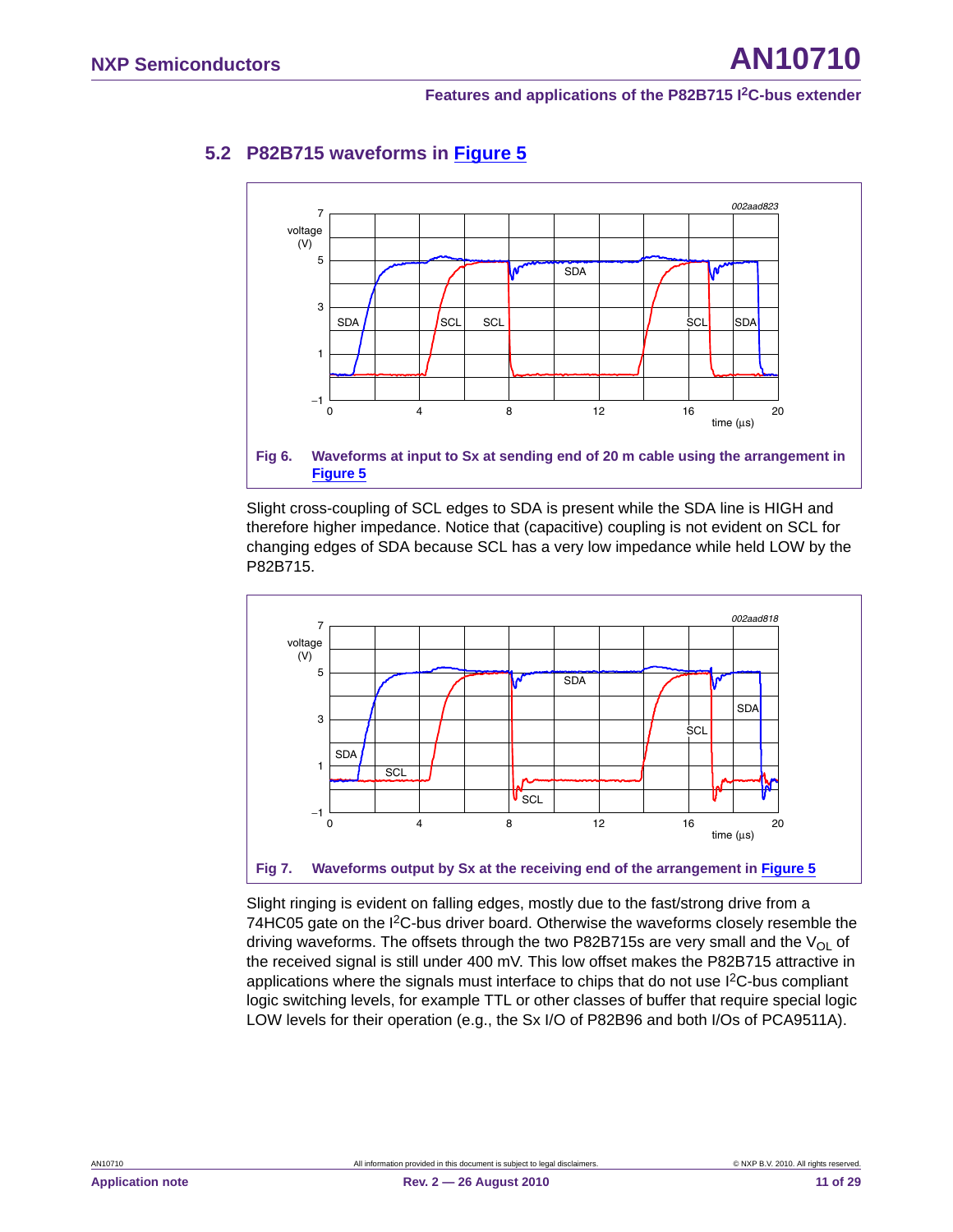## 5.2 P82B715 waveforms in Figure 5

**Fig 6. Waveforms at input to Sx at sending end of 20 m cable using the arrangement in Figure 5**

Slight cross-coupling of SCL edges to SDA is present while the SDA line is HIGH and therefore higher impedance. Notice that (capacitive) coupling is not evident on SCL for changing edges of SDA because SCL has a very low impedance while held LOW by the P82B715.

**Fig 7. Waveforms output by Sx at the receiving end of the arrangement in Figure 5**

Slight ringing is evident on falling edges, mostly due to the fast/strong drive from a 74HC05 gate on the I²C-bus driver board. Otherwise the waveforms closely resemble the driving waveforms. The offsets through the two P82B715s are very small and the $V_{OL}$ of the received signal is still under 400 mV. This low offset makes the P82B715 attractive in applications where the signals must interface to chips that do not use I²C-bus compliant logic switching levels, for example TTL or other classes of buffer that require special logic LOW levels for their operation (e.g., the Sx I/O of P82B96 and both I/Os of PCA9511A).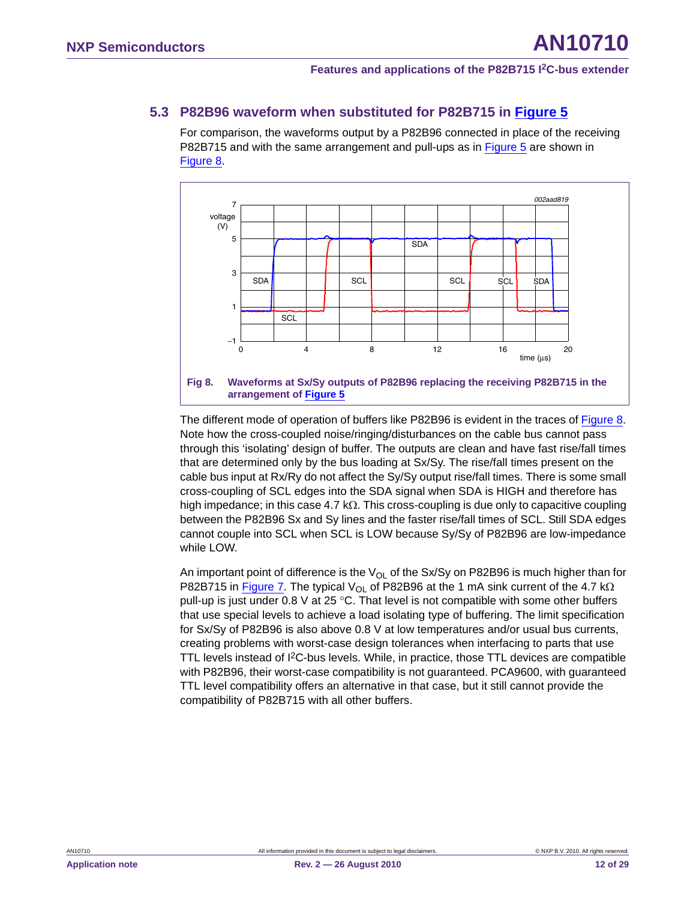### 5.3 P82B96 waveform when substituted for P82B715 in Figure 5

For comparison, the waveforms output by a P82B96 connected in place of the receiving P82B715 and with the same arrangement and pull-ups as in Figure 5 are shown in Figure 8.

**Fig 8. Waveforms at Sx/Sy outputs of P82B96 replacing the receiving P82B715 in the arrangement of Figure 5**

The different mode of operation of buffers like P82B96 is evident in the traces of Figure 8. Note how the cross-coupled noise/ringing/disturbances on the cable bus cannot pass through this 'isolating' design of buffer. The outputs are clean and have fast rise/fall times that are determined only by the bus loading at Sx/Sy. The rise/fall times present on the cable bus input at Rx/Ry do not affect the Sy/Sy output rise/fall times. There is some small cross-coupling of SCL edges into the SDA signal when SDA is HIGH and therefore has high impedance; in this case 4.7 kΩ. This cross-coupling is due only to capacitive coupling between the P82B96 Sx and Sy lines and the faster rise/fall times of SCL. Still SDA edges cannot couple into SCL when SCL is LOW because Sy/Sy of P82B96 are low-impedance while LOW.

An important point of difference is the $V_{OL}$ of the Sx/Sy on P82B96 is much higher than for P82B715 in Figure 7. The typical $V_{OL}$ of P82B96 at the 1 mA sink current of the 4.7 kΩ pull-up is just under 0.8 V at 25 °C. That level is not compatible with some other buffers that use special levels to achieve a load isolating type of buffering. The limit specification for Sx/Sy of P82B96 is also above 0.8 V at low temperatures and/or usual bus currents, creating problems with worst-case design tolerances when interfacing to parts that use TTL levels instead of I²C-bus levels. While, in practice, those TTL devices are compatible with P82B96, their worst-case compatibility is not guaranteed. PCA9600, with guaranteed TTL level compatibility offers an alternative in that case, but it still cannot provide the compatibility of P82B715 with all other buffers.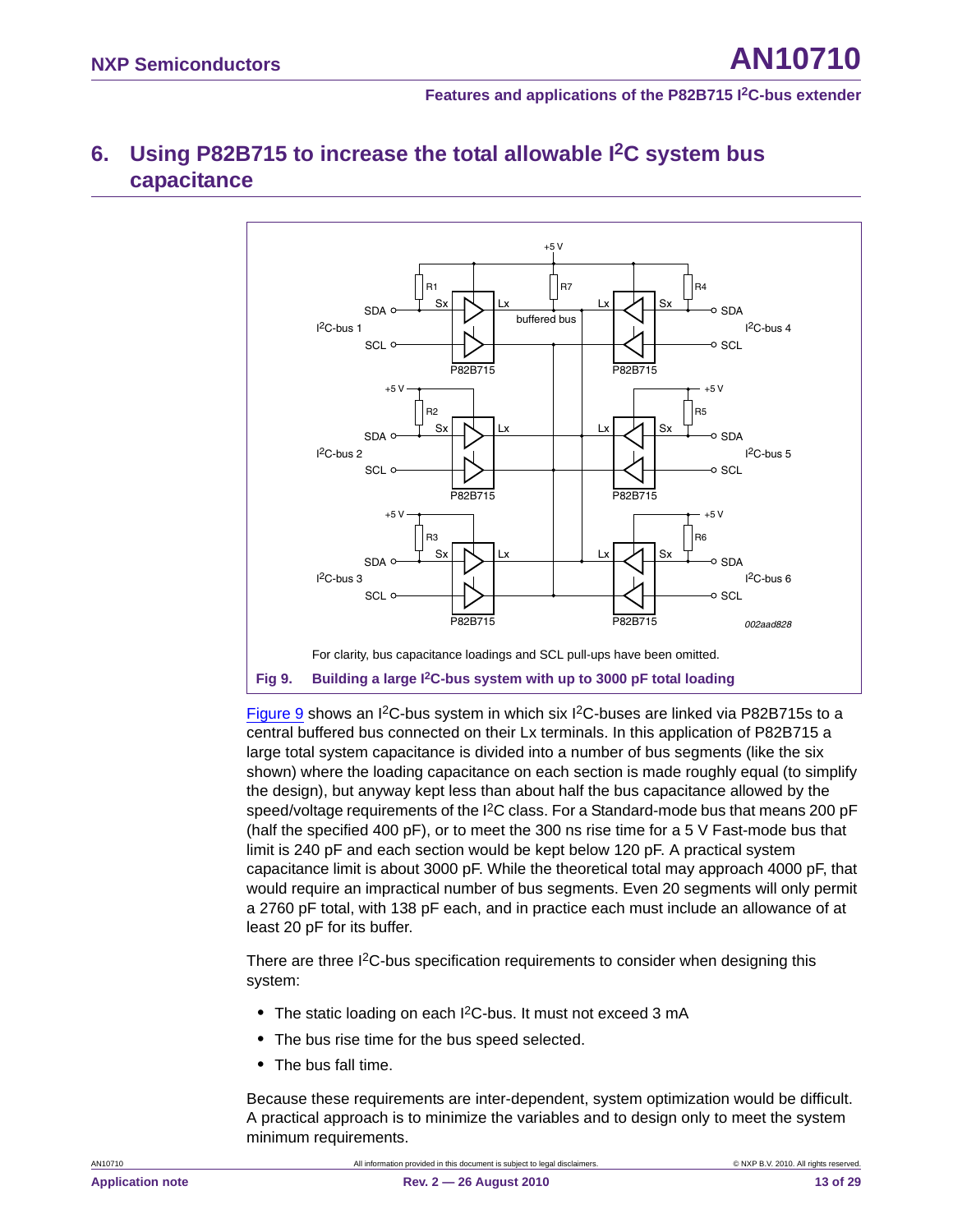## 6. Using P82B715 to increase the total allowable I²C system bus capacitance

For clarity, bus capacitance loadings and SCL pull-ups have been omitted.

**Fig 9. Building a large I²C-bus system with up to 3000 pF total loading**

Figure 9 shows an I²C-bus system in which six I²C-buses are linked via P82B715s to a central buffered bus connected on their Lx terminals. In this application of P82B715 a large total system capacitance is divided into a number of bus segments (like the six shown) where the loading capacitance on each section is made roughly equal (to simplify the design), but anyway kept less than about half the bus capacitance allowed by the speed/voltage requirements of the I²C class. For a Standard-mode bus that means 200 pF (half the specified 400 pF), or to meet the 300 ns rise time for a 5 V Fast-mode bus that limit is 240 pF and each section would be kept below 120 pF. A practical system capacitance limit is about 3000 pF. While the theoretical total may approach 4000 pF, that would require an impractical number of bus segments. Even 20 segments will only permit a 2760 pF total, with 138 pF each, and in practice each must include an allowance of at least 20 pF for its buffer.

There are three I²C-bus specification requirements to consider when designing this system:

- The static loading on each I²C-bus. It must not exceed 3 mA
- The bus rise time for the bus speed selected.
- The bus fall time.

Because these requirements are inter-dependent, system optimization would be difficult. A practical approach is to minimize the variables and to design only to meet the system minimum requirements.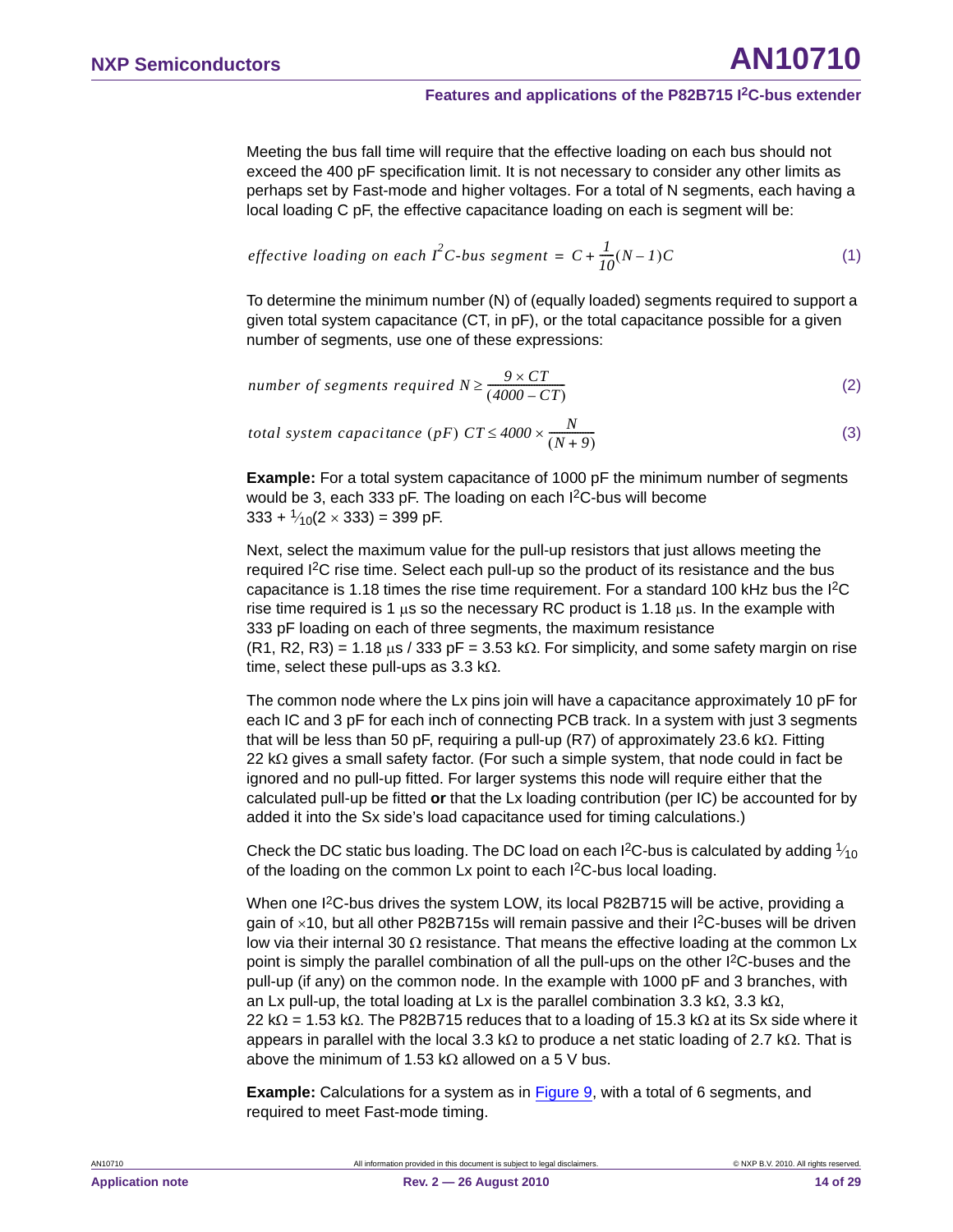Meeting the bus fall time will require that the effective loading on each bus should not exceed the 400 pF specification limit. It is not necessary to consider any other limits as perhaps set by Fast-mode and higher voltages. For a total of N segments, each having a local loading C pF, the effective capacitance loading on each is segment will be:

$$effective\ loading\ on\ each\ I^2C\text{-}bus\ segment = C + \frac{1}{10}(N-1)C \quad (1)$$

To determine the minimum number (N) of (equally loaded) segments required to support a given total system capacitance (CT, in pF), or the total capacitance possible for a given number of segments, use one of these expressions:

$$number\ of\ segments\ required\ N \geq \frac{9 \times CT}{(4000 - CT)} \quad (2)$$

$$total\ system\ capacitance\ (pF)\ CT \leq 4000 \times \frac{N}{(N+9)} \quad (3)$$

**Example:** For a total system capacitance of 1000 pF the minimum number of segments would be 3, each 333 pF. The loading on each I²C-bus will become $333 + \frac{1}{10}(2 \times 333) = 399$ pF.

Next, select the maximum value for the pull-up resistors that just allows meeting the required I²C rise time. Select each pull-up so the product of its resistance and the bus capacitance is 1.18 times the rise time requirement. For a standard 100 kHz bus the I²C rise time required is 1 µs so the necessary RC product is 1.18 µs. In the example with 333 pF loading on each of three segments, the maximum resistance (R1, R2, R3) = 1.18 µs / 333 pF = 3.53 kΩ. For simplicity, and some safety margin on rise time, select these pull-ups as 3.3 kΩ.

The common node where the Lx pins join will have a capacitance approximately 10 pF for each IC and 3 pF for each inch of connecting PCB track. In a system with just 3 segments that will be less than 50 pF, requiring a pull-up (R7) of approximately 23.6 kΩ. Fitting 22 kΩ gives a small safety factor. (For such a simple system, that node could in fact be ignored and no pull-up fitted. For larger systems this node will require either that the calculated pull-up be fitted **or** that the Lx loading contribution (per IC) be accounted for by added it into the Sx side's load capacitance used for timing calculations.)

Check the DC static bus loading. The DC load on each I²C-bus is calculated by adding $\frac{1}{10}$ of the loading on the common Lx point to each I²C-bus local loading.

When one I²C-bus drives the system LOW, its local P82B715 will be active, providing a gain of ×10, but all other P82B715s will remain passive and their I²C-buses will be driven low via their internal 30 Ω resistance. That means the effective loading at the common Lx point is simply the parallel combination of all the pull-ups on the other I²C-buses and the pull-up (if any) on the common node. In the example with 1000 pF and 3 branches, with an Lx pull-up, the total loading at Lx is the parallel combination 3.3 kΩ, 3.3 kΩ, 22 kΩ = 1.53 kΩ. The P82B715 reduces that to a loading of 15.3 kΩ at its Sx side where it appears in parallel with the local 3.3 kΩ to produce a net static loading of 2.7 kΩ. That is above the minimum of 1.53 kΩ allowed on a 5 V bus.

**Example:** Calculations for a system as in Figure 9, with a total of 6 segments, and required to meet Fast-mode timing.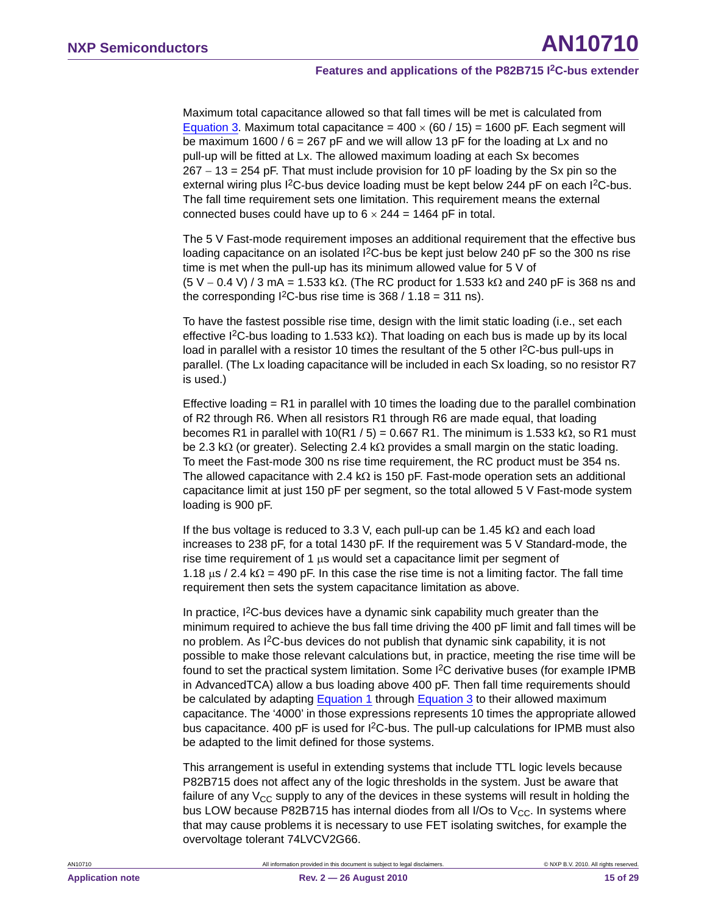Maximum total capacitance allowed so that fall times will be met is calculated from Equation 3. Maximum total capacitance = 400 × (60 / 15) = 1600 pF. Each segment will be maximum 1600 / 6 = 267 pF and we will allow 13 pF for the loading at Lx and no pull-up will be fitted at Lx. The allowed maximum loading at each Sx becomes 267 − 13 = 254 pF. That must include provision for 10 pF loading by the Sx pin so the external wiring plus I²C-bus device loading must be kept below 244 pF on each I²C-bus. The fall time requirement sets one limitation. This requirement means the external connected buses could have up to 6 × 244 = 1464 pF in total.

The 5 V Fast-mode requirement imposes an additional requirement that the effective bus loading capacitance on an isolated I²C-bus be kept just below 240 pF so the 300 ns rise time is met when the pull-up has its minimum allowed value for 5 V of (5 V − 0.4 V) / 3 mA = 1.533 kΩ. (The RC product for 1.533 kΩ and 240 pF is 368 ns and the corresponding I²C-bus rise time is 368 / 1.18 = 311 ns).

To have the fastest possible rise time, design with the limit static loading (i.e., set each effective I²C-bus loading to 1.533 kΩ). That loading on each bus is made up by its local load in parallel with a resistor 10 times the resultant of the 5 other I²C-bus pull-ups in parallel. (The Lx loading capacitance will be included in each Sx loading, so no resistor R7 is used.)

Effective loading = R1 in parallel with 10 times the loading due to the parallel combination of R2 through R6. When all resistors R1 through R6 are made equal, that loading becomes R1 in parallel with 10(R1 / 5) = 0.667 R1. The minimum is 1.533 kΩ, so R1 must be 2.3 kΩ (or greater). Selecting 2.4 kΩ provides a small margin on the static loading. To meet the Fast-mode 300 ns rise time requirement, the RC product must be 354 ns. The allowed capacitance with 2.4 kΩ is 150 pF. Fast-mode operation sets an additional capacitance limit at just 150 pF per segment, so the total allowed 5 V Fast-mode system loading is 900 pF.

If the bus voltage is reduced to 3.3 V, each pull-up can be 1.45 kΩ and each load increases to 238 pF, for a total 1430 pF. If the requirement was 5 V Standard-mode, the rise time requirement of 1 μs would set a capacitance limit per segment of 1.18 μs / 2.4 kΩ = 490 pF. In this case the rise time is not a limiting factor. The fall time requirement then sets the system capacitance limitation as above.

In practice, I²C-bus devices have a dynamic sink capability much greater than the minimum required to achieve the bus fall time driving the 400 pF limit and fall times will be no problem. As I²C-bus devices do not publish that dynamic sink capability, it is not possible to make those relevant calculations but, in practice, meeting the rise time will be found to set the practical system limitation. Some I²C derivative buses (for example IPMB in AdvancedTCA) allow a bus loading above 400 pF. Then fall time requirements should be calculated by adapting Equation 1 through Equation 3 to their allowed maximum capacitance. The '4000' in those expressions represents 10 times the appropriate allowed bus capacitance. 400 pF is used for I²C-bus. The pull-up calculations for IPMB must also be adapted to the limit defined for those systems.

This arrangement is useful in extending systems that include TTL logic levels because P82B715 does not affect any of the logic thresholds in the system. Just be aware that failure of any $V_{CC}$ supply to any of the devices in these systems will result in holding the bus LOW because P82B715 has internal diodes from all I/Os to $V_{CC}$. In systems where that may cause problems it is necessary to use FET isolating switches, for example the overvoltage tolerant 74LVCV2G66.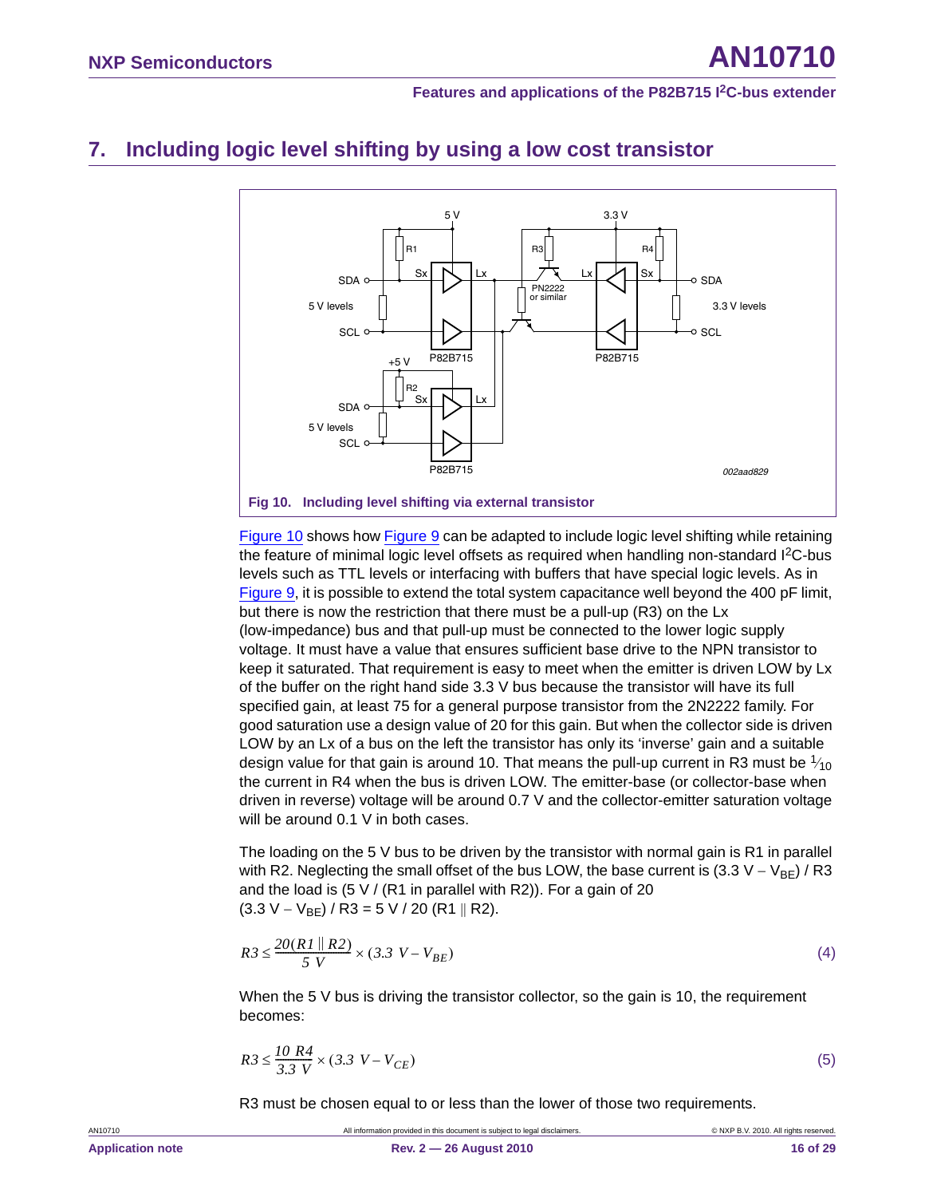## 7. Including logic level shifting by using a low cost transistor

Fig 10. Including level shifting via external transistor

Figure 10 shows how Figure 9 can be adapted to include logic level shifting while retaining the feature of minimal logic level offsets as required when handling non-standard I²C-bus levels such as TTL levels or interfacing with buffers that have special logic levels. As in Figure 9, it is possible to extend the total system capacitance well beyond the 400 pF limit, but there is now the restriction that there must be a pull-up (R3) on the Lx (low-impedance) bus and that pull-up must be connected to the lower logic supply voltage. It must have a value that ensures sufficient base drive to the NPN transistor to keep it saturated. That requirement is easy to meet when the emitter is driven LOW by Lx of the buffer on the right hand side 3.3 V bus because the transistor will have its full specified gain, at least 75 for a general purpose transistor from the 2N2222 family. For good saturation use a design value of 20 for this gain. But when the collector side is driven LOW by an Lx of a bus on the left the transistor has only its 'inverse' gain and a suitable design value for that gain is around 10. That means the pull-up current in R3 must be $\frac{1}{10}$ the current in R4 when the bus is driven LOW. The emitter-base (or collector-base when driven in reverse) voltage will be around 0.7 V and the collector-emitter saturation voltage will be around 0.1 V in both cases.

The loading on the 5 V bus to be driven by the transistor with normal gain is R1 in parallel with R2. Neglecting the small offset of the bus LOW, the base current is (3.3 V − $V_{BE}$) / R3 and the load is (5 V / (R1 in parallel with R2)). For a gain of 20 (3.3 V − $V_{BE}$) / R3 = 5 V / 20 (R1 ∥ R2).

$$R3 \leq \frac{20(R1 \parallel R2)}{5\ V} \times (3.3\ V - V_{BE}) \tag{4}$$

When the 5 V bus is driving the transistor collector, so the gain is 10, the requirement becomes:

$$R3 \leq \frac{10\ R4}{3.3\ V} \times (3.3\ V - V_{CE}) \tag{5}$$

R3 must be chosen equal to or less than the lower of those two requirements.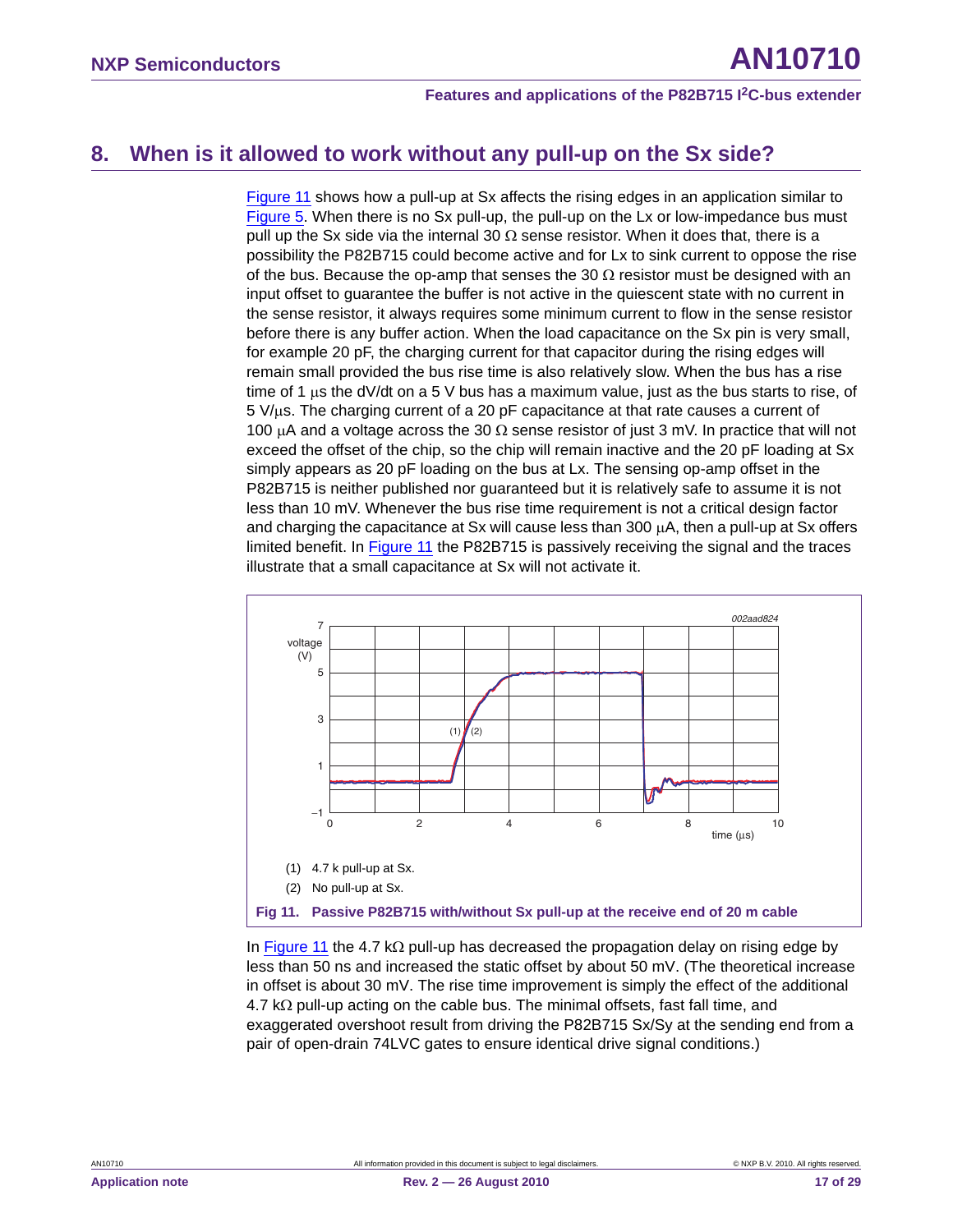## 8. When is it allowed to work without any pull-up on the Sx side?

Figure 11 shows how a pull-up at Sx affects the rising edges in an application similar to Figure 5. When there is no Sx pull-up, the pull-up on the Lx or low-impedance bus must pull up the Sx side via the internal 30 Ω sense resistor. When it does that, there is a possibility the P82B715 could become active and for Lx to sink current to oppose the rise of the bus. Because the op-amp that senses the 30 Ω resistor must be designed with an input offset to guarantee the buffer is not active in the quiescent state with no current in the sense resistor, it always requires some minimum current to flow in the sense resistor before there is any buffer action. When the load capacitance on the Sx pin is very small, for example 20 pF, the charging current for that capacitor during the rising edges will remain small provided the bus rise time is also relatively slow. When the bus has a rise time of 1 μs the dV/dt on a 5 V bus has a maximum value, just as the bus starts to rise, of 5 V/μs. The charging current of a 20 pF capacitance at that rate causes a current of 100 μA and a voltage across the 30 Ω sense resistor of just 3 mV. In practice that will not exceed the offset of the chip, so the chip will remain inactive and the 20 pF loading at Sx simply appears as 20 pF loading on the bus at Lx. The sensing op-amp offset in the P82B715 is neither published nor guaranteed but it is relatively safe to assume it is not less than 10 mV. Whenever the bus rise time requirement is not a critical design factor and charging the capacitance at Sx will cause less than 300 μA, then a pull-up at Sx offers limited benefit. In Figure 11 the P82B715 is passively receiving the signal and the traces illustrate that a small capacitance at Sx will not activate it.

(1) 4.7 k pull-up at Sx.

(2) No pull-up at Sx.

**Fig 11. Passive P82B715 with/without Sx pull-up at the receive end of 20 m cable**

In Figure 11 the 4.7 kΩ pull-up has decreased the propagation delay on rising edge by less than 50 ns and increased the static offset by about 50 mV. (The theoretical increase in offset is about 30 mV. The rise time improvement is simply the effect of the additional 4.7 kΩ pull-up acting on the cable bus. The minimal offsets, fast fall time, and exaggerated overshoot result from driving the P82B715 Sx/Sy at the sending end from a pair of open-drain 74LVC gates to ensure identical drive signal conditions.)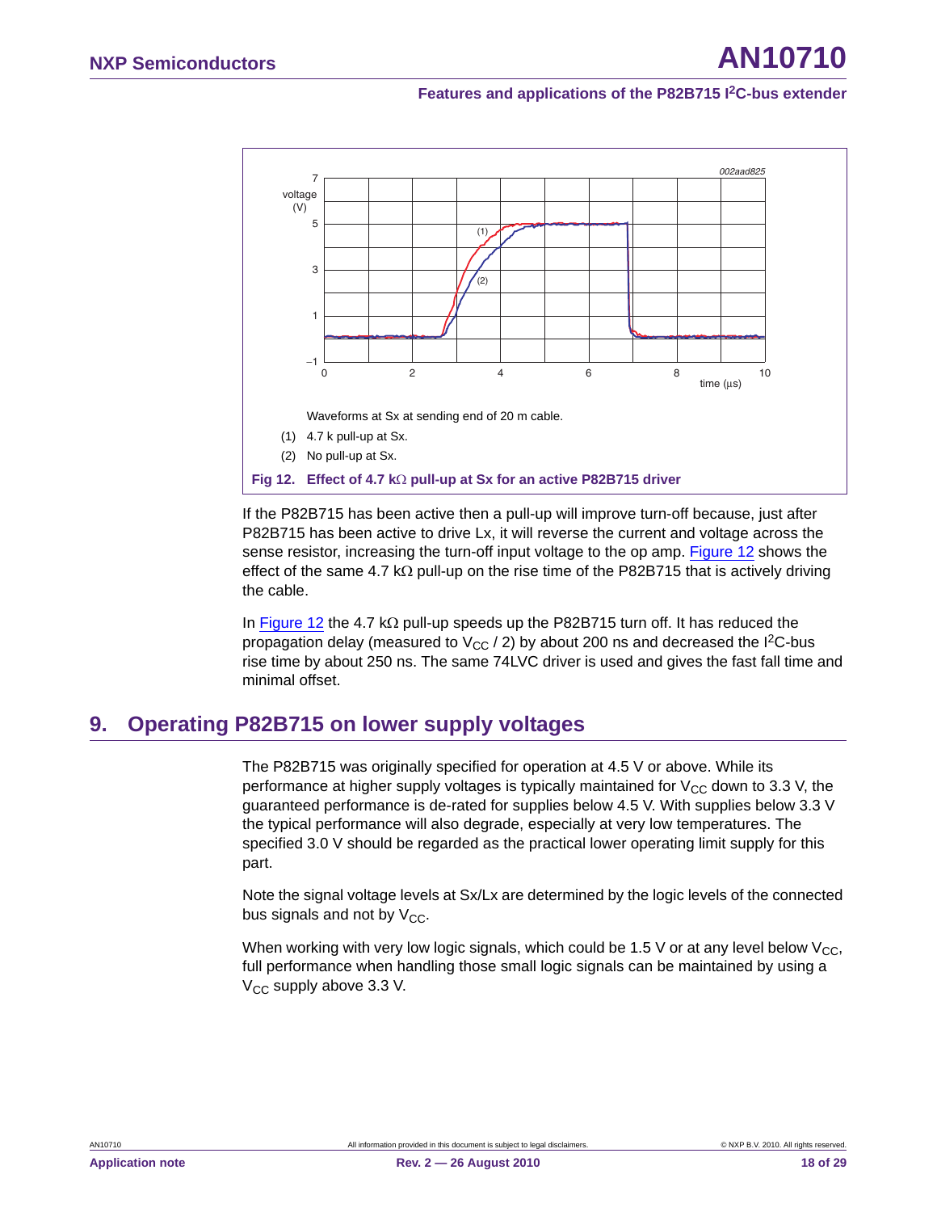Waveforms at Sx at sending end of 20 m cable.

(1) 4.7 k pull-up at Sx.

(2) No pull-up at Sx.

**Fig 12. Effect of 4.7 kΩ pull-up at Sx for an active P82B715 driver**

If the P82B715 has been active then a pull-up will improve turn-off because, just after P82B715 has been active to drive Lx, it will reverse the current and voltage across the sense resistor, increasing the turn-off input voltage to the op amp. Figure 12 shows the effect of the same 4.7 kΩ pull-up on the rise time of the P82B715 that is actively driving the cable.

In Figure 12 the 4.7 kΩ pull-up speeds up the P82B715 turn off. It has reduced the propagation delay (measured to $V_{CC}$ / 2) by about 200 ns and decreased the I²C-bus rise time by about 250 ns. The same 74LVC driver is used and gives the fast fall time and minimal offset.

## 9. Operating P82B715 on lower supply voltages

The P82B715 was originally specified for operation at 4.5 V or above. While its performance at higher supply voltages is typically maintained for $V_{CC}$ down to 3.3 V, the guaranteed performance is de-rated for supplies below 4.5 V. With supplies below 3.3 V the typical performance will also degrade, especially at very low temperatures. The specified 3.0 V should be regarded as the practical lower operating limit supply for this part.

Note the signal voltage levels at Sx/Lx are determined by the logic levels of the connected bus signals and not by $V_{CC}$.

When working with very low logic signals, which could be 1.5 V or at any level below $V_{CC}$, full performance when handling those small logic signals can be maintained by using a $V_{CC}$ supply above 3.3 V.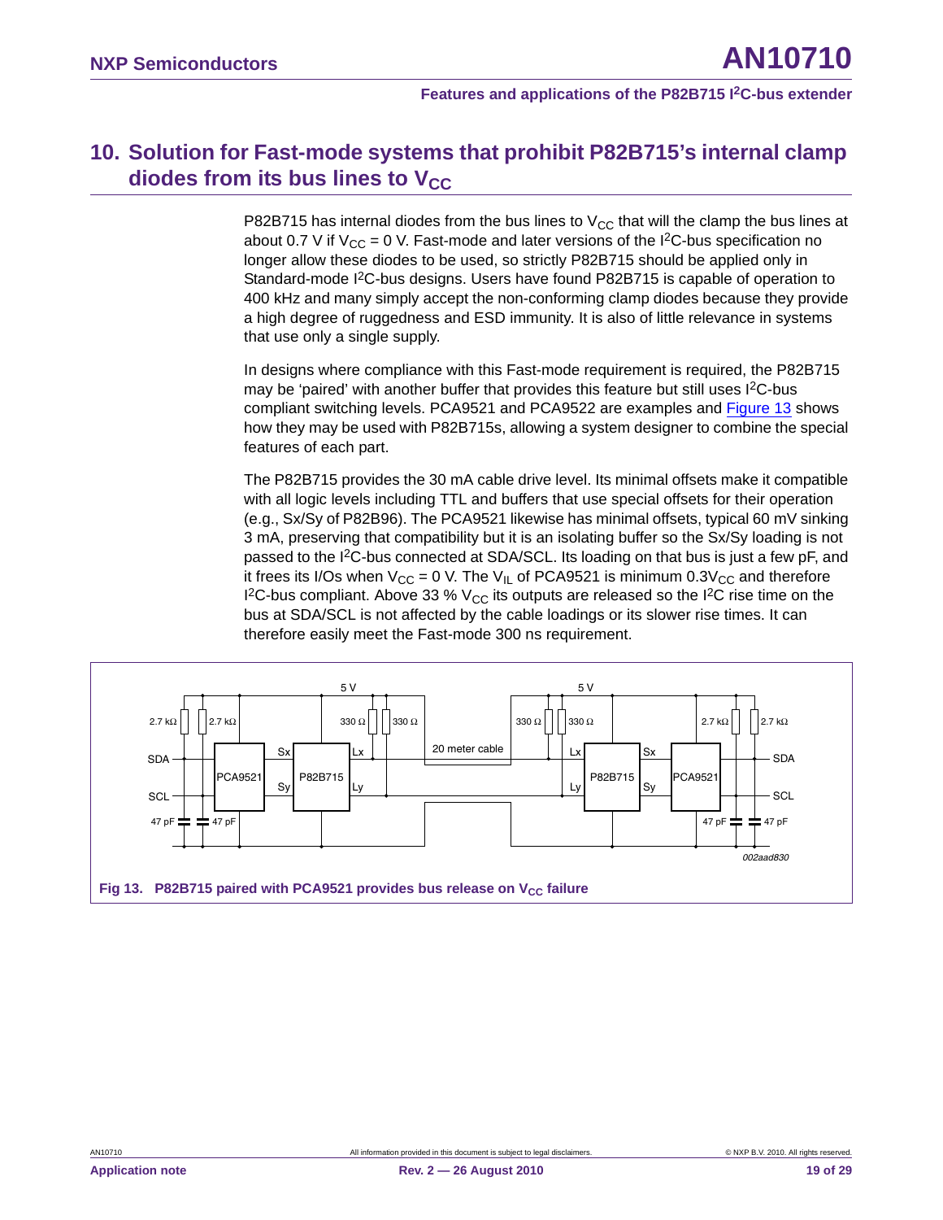## 10. Solution for Fast-mode systems that prohibit P82B715's internal clamp diodes from its bus lines to $V_{CC}$

P82B715 has internal diodes from the bus lines to $V_{CC}$ that will the clamp the bus lines at about 0.7 V if $V_{CC}$ = 0 V. Fast-mode and later versions of the I²C-bus specification no longer allow these diodes to be used, so strictly P82B715 should be applied only in Standard-mode I²C-bus designs. Users have found P82B715 is capable of operation to 400 kHz and many simply accept the non-conforming clamp diodes because they provide a high degree of ruggedness and ESD immunity. It is also of little relevance in systems that use only a single supply.

In designs where compliance with this Fast-mode requirement is required, the P82B715 may be 'paired' with another buffer that provides this feature but still uses I²C-bus compliant switching levels. PCA9521 and PCA9522 are examples and Figure 13 shows how they may be used with P82B715s, allowing a system designer to combine the special features of each part.

The P82B715 provides the 30 mA cable drive level. Its minimal offsets make it compatible with all logic levels including TTL and buffers that use special offsets for their operation (e.g., Sx/Sy of P82B96). The PCA9521 likewise has minimal offsets, typical 60 mV sinking 3 mA, preserving that compatibility but it is an isolating buffer so the Sx/Sy loading is not passed to the I²C-bus connected at SDA/SCL. Its loading on that bus is just a few pF, and it frees its I/Os when $V_{CC}$ = 0 V. The $V_{IL}$ of PCA9521 is minimum $0.3V_{CC}$ and therefore I²C-bus compliant. Above 33 % $V_{CC}$ its outputs are released so the I²C rise time on the bus at SDA/SCL is not affected by the cable loadings or its slower rise times. It can therefore easily meet the Fast-mode 300 ns requirement.

Fig 13. P82B715 paired with PCA9521 provides bus release on $V_{CC}$ failure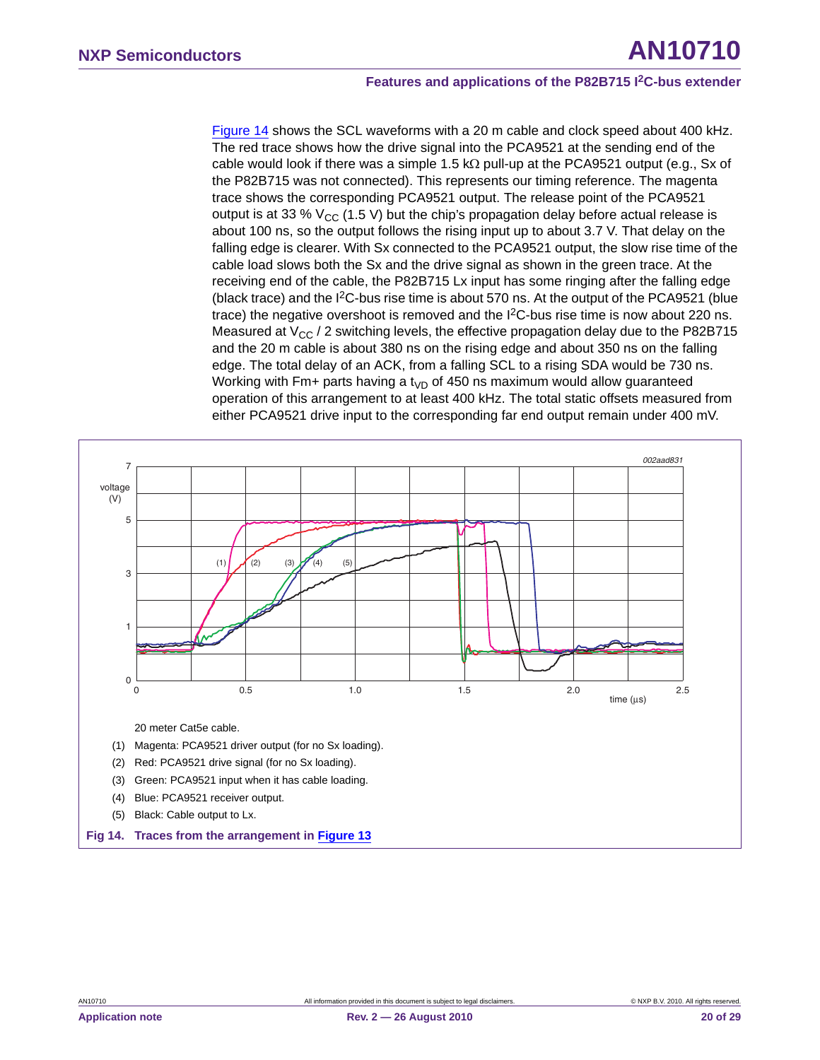Figure 14 shows the SCL waveforms with a 20 m cable and clock speed about 400 kHz. The red trace shows how the drive signal into the PCA9521 at the sending end of the cable would look if there was a simple 1.5 kΩ pull-up at the PCA9521 output (e.g., Sx of the P82B715 was not connected). This represents our timing reference. The magenta trace shows the corresponding PCA9521 output. The release point of the PCA9521 output is at 33 % $V_{CC}$ (1.5 V) but the chip's propagation delay before actual release is about 100 ns, so the output follows the rising input up to about 3.7 V. That delay on the falling edge is clearer. With Sx connected to the PCA9521 output, the slow rise time of the cable load slows both the Sx and the drive signal as shown in the green trace. At the receiving end of the cable, the P82B715 Lx input has some ringing after the falling edge (black trace) and the I²C-bus rise time is about 570 ns. At the output of the PCA9521 (blue trace) the negative overshoot is removed and the I²C-bus rise time is now about 220 ns. Measured at $V_{CC}$ / 2 switching levels, the effective propagation delay due to the P82B715 and the 20 m cable is about 380 ns on the rising edge and about 350 ns on the falling edge. The total delay of an ACK, from a falling SCL to a rising SDA would be 730 ns. Working with Fm+ parts having a $t_{VD}$ of 450 ns maximum would allow guaranteed operation of this arrangement to at least 400 kHz. The total static offsets measured from either PCA9521 drive input to the corresponding far end output remain under 400 mV.

20 meter Cat5e cable.

(1) Magenta: PCA9521 driver output (for no Sx loading).

(2) Red: PCA9521 drive signal (for no Sx loading).

(3) Green: PCA9521 input when it has cable loading.

(4) Blue: PCA9521 receiver output.

(5) Black: Cable output to Lx.

**Fig 14. Traces from the arrangement in Figure 13**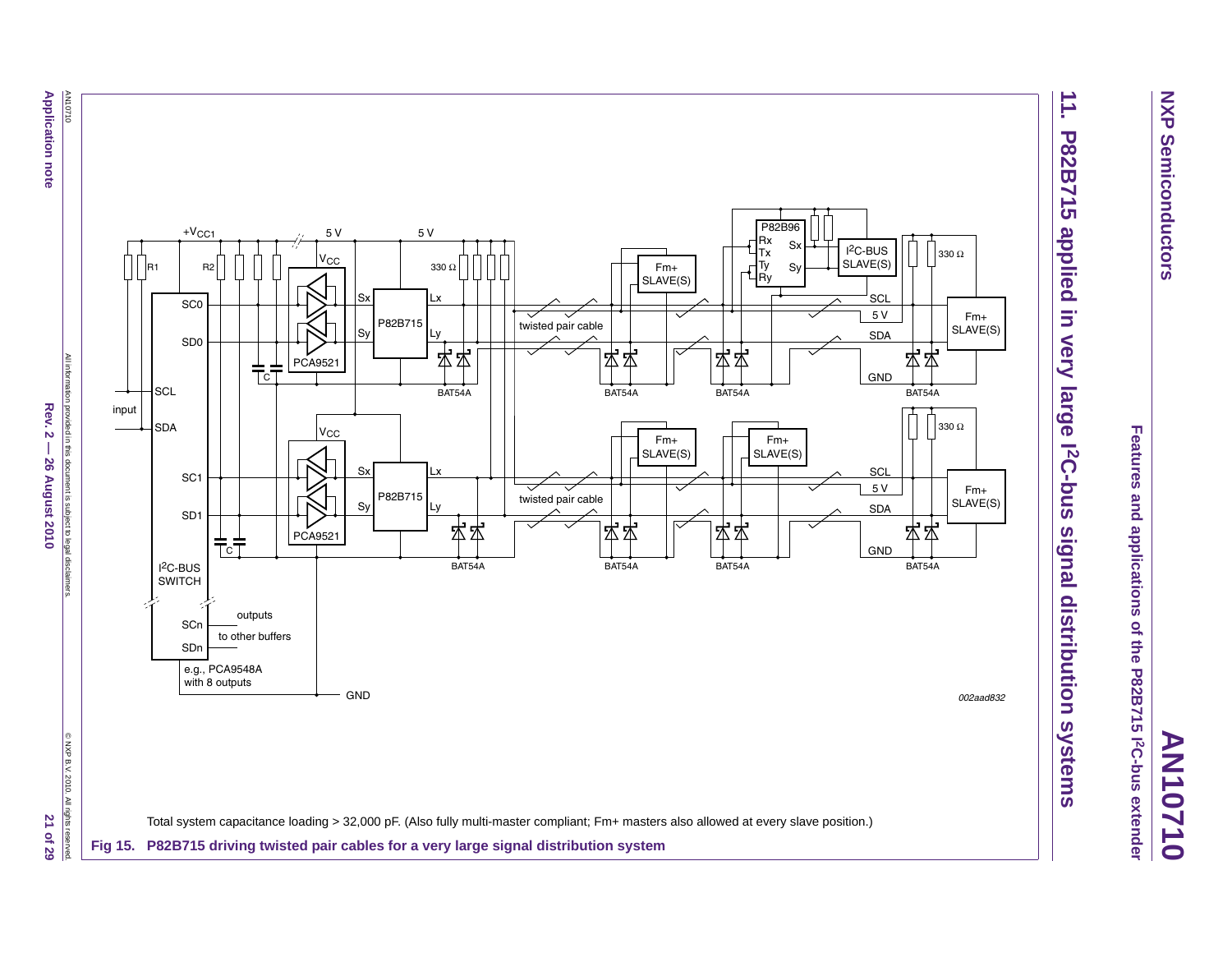## 11. P82B715 applied in very large I²C-bus signal distribution systems

Total system capacitance loading > 32,000 pF. (Also fully multi-master compliant; Fm+ masters also allowed at every slave position.)

**Fig 15. P82B715 driving twisted pair cables for a very large signal distribution system**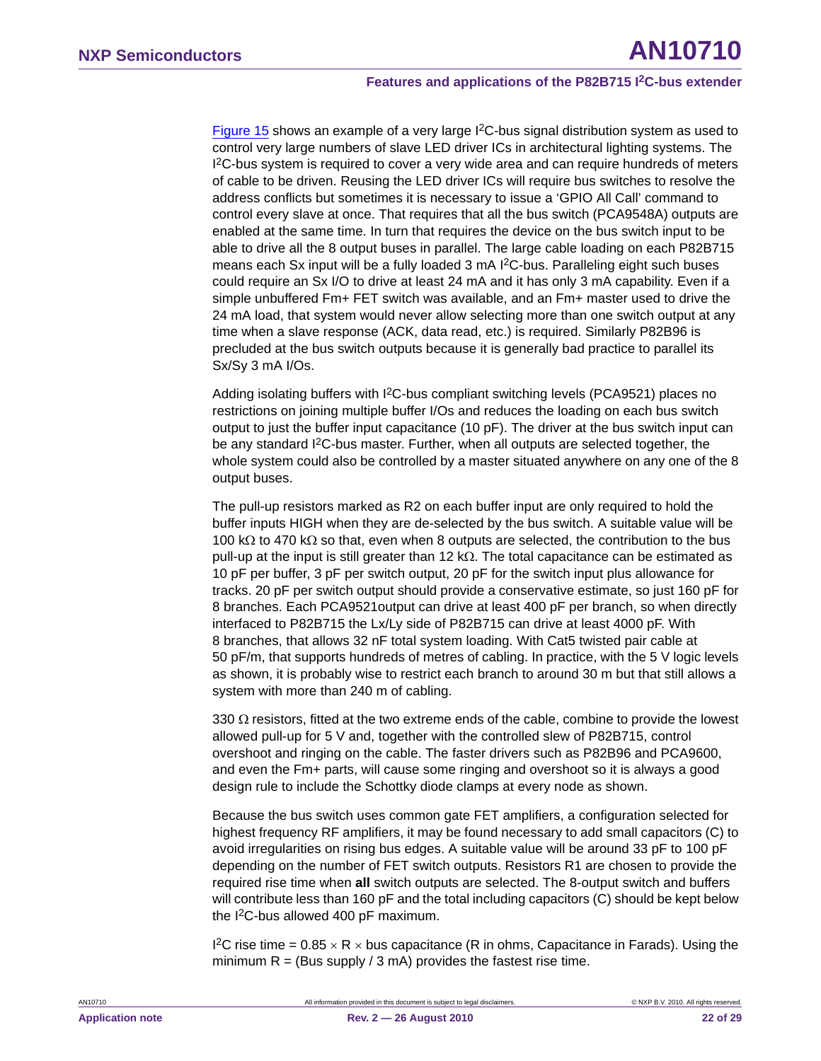Figure 15 shows an example of a very large I$^2$C-bus signal distribution system as used to control very large numbers of slave LED driver ICs in architectural lighting systems. The I$^2$C-bus system is required to cover a very wide area and can require hundreds of meters of cable to be driven. Reusing the LED driver ICs will require bus switches to resolve the address conflicts but sometimes it is necessary to issue a 'GPIO All Call' command to control every slave at once. That requires that all the bus switch (PCA9548A) outputs are enabled at the same time. In turn that requires the device on the bus switch input to be able to drive all the 8 output buses in parallel. The large cable loading on each P82B715 means each Sx input will be a fully loaded 3 mA I$^2$C-bus. Paralleling eight such buses could require an Sx I/O to drive at least 24 mA and it has only 3 mA capability. Even if a simple unbuffered Fm+ FET switch was available, and an Fm+ master used to drive the 24 mA load, that system would never allow selecting more than one switch output at any time when a slave response (ACK, data read, etc.) is required. Similarly P82B96 is precluded at the bus switch outputs because it is generally bad practice to parallel its Sx/Sy 3 mA I/Os.

Adding isolating buffers with I$^2$C-bus compliant switching levels (PCA9521) places no restrictions on joining multiple buffer I/Os and reduces the loading on each bus switch output to just the buffer input capacitance (10 pF). The driver at the bus switch input can be any standard I$^2$C-bus master. Further, when all outputs are selected together, the whole system could also be controlled by a master situated anywhere on any one of the 8 output buses.

The pull-up resistors marked as R2 on each buffer input are only required to hold the buffer inputs HIGH when they are de-selected by the bus switch. A suitable value will be 100 kΩ to 470 kΩ so that, even when 8 outputs are selected, the contribution to the bus pull-up at the input is still greater than 12 kΩ. The total capacitance can be estimated as 10 pF per buffer, 3 pF per switch output, 20 pF for the switch input plus allowance for tracks. 20 pF per switch output should provide a conservative estimate, so just 160 pF for 8 branches. Each PCA9521output can drive at least 400 pF per branch, so when directly interfaced to P82B715 the Lx/Ly side of P82B715 can drive at least 4000 pF. With 8 branches, that allows 32 nF total system loading. With Cat5 twisted pair cable at 50 pF/m, that supports hundreds of metres of cabling. In practice, with the 5 V logic levels as shown, it is probably wise to restrict each branch to around 30 m but that still allows a system with more than 240 m of cabling.

330 Ω resistors, fitted at the two extreme ends of the cable, combine to provide the lowest allowed pull-up for 5 V and, together with the controlled slew of P82B715, control overshoot and ringing on the cable. The faster drivers such as P82B96 and PCA9600, and even the Fm+ parts, will cause some ringing and overshoot so it is always a good design rule to include the Schottky diode clamps at every node as shown.

Because the bus switch uses common gate FET amplifiers, a configuration selected for highest frequency RF amplifiers, it may be found necessary to add small capacitors (C) to avoid irregularities on rising bus edges. A suitable value will be around 33 pF to 100 pF depending on the number of FET switch outputs. Resistors R1 are chosen to provide the required rise time when **all** switch outputs are selected. The 8-output switch and buffers will contribute less than 160 pF and the total including capacitors (C) should be kept below the I$^2$C-bus allowed 400 pF maximum.

I$^2$C rise time = 0.85 × R × bus capacitance (R in ohms, Capacitance in Farads). Using the minimum R = (Bus supply / 3 mA) provides the fastest rise time.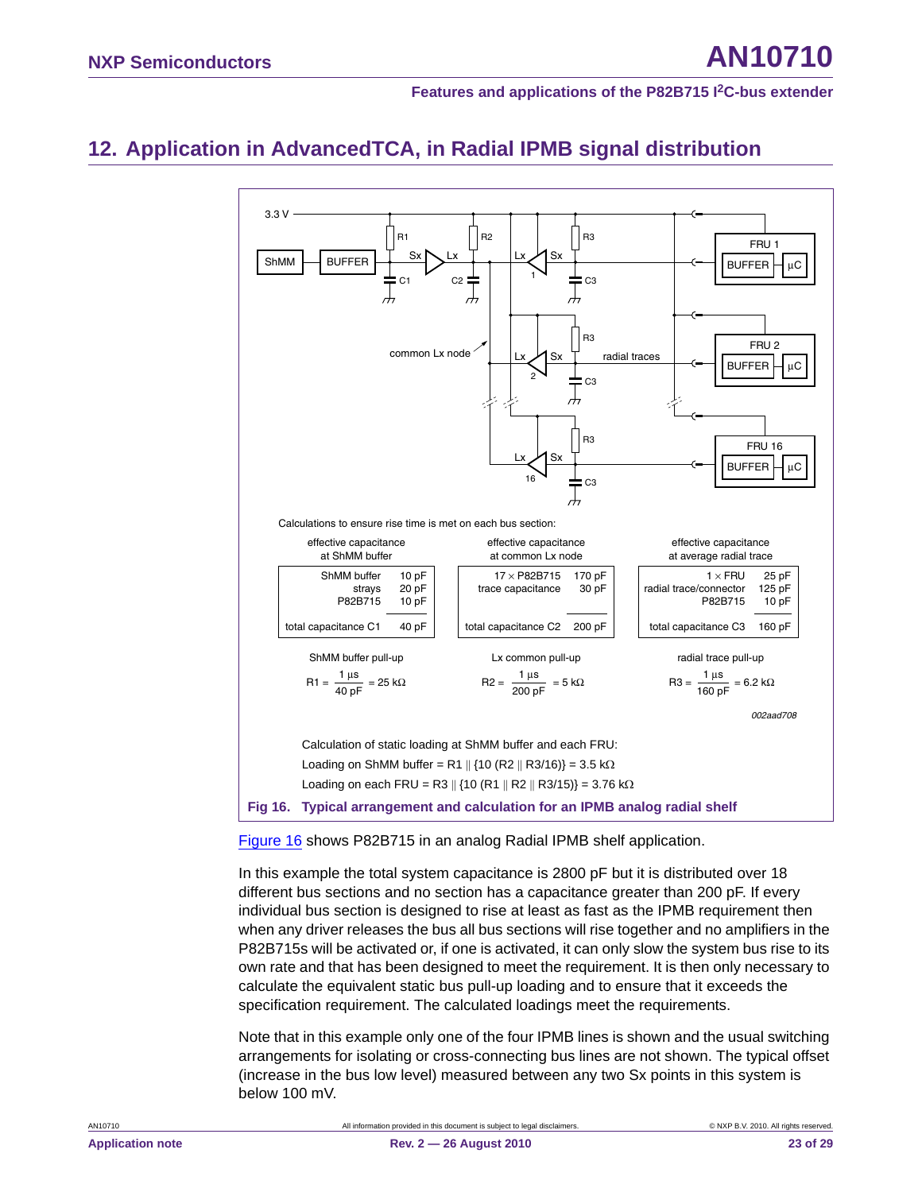## 12. Application in AdvancedTCA, in Radial IPMB signal distribution

Calculations to ensure rise time is met on each bus section:

| effective capacitance at ShMM buffer | | effective capacitance at common Lx node | | effective capacitance at average radial trace | |
|---|---|---|---|---|---|
| ShMM buffer | 10 pF | 17 × P82B715 | 170 pF | 1 × FRU | 25 pF |
| strays | 20 pF | trace capacitance | 30 pF | radial trace/connector | 125 pF |
| P82B715 | 10 pF | | | P82B715 | 10 pF |
| total capacitance C1 | 40 pF | total capacitance C2 | 200 pF | total capacitance C3 | 160 pF |

ShMM buffer pull-up

$$R1 = \frac{1\ \mu s}{40\ pF} = 25\ k\Omega$$

Lx common pull-up

$$R2 = \frac{1\ \mu s}{200\ pF} = 5\ k\Omega$$

radial trace pull-up

$$R3 = \frac{1\ \mu s}{160\ pF} = 6.2\ k\Omega$$

002aad708

Calculation of static loading at ShMM buffer and each FRU:

Loading on ShMM buffer = R1 ∥ {10 (R2 ∥ R3/16)} = 3.5 kΩ

Loading on each FRU = R3 ∥ {10 (R1 ∥ R2 ∥ R3/15)} = 3.76 kΩ

**Fig 16. Typical arrangement and calculation for an IPMB analog radial shelf**

Figure 16 shows P82B715 in an analog Radial IPMB shelf application.

In this example the total system capacitance is 2800 pF but it is distributed over 18 different bus sections and no section has a capacitance greater than 200 pF. If every individual bus section is designed to rise at least as fast as the IPMB requirement then when any driver releases the bus all bus sections will rise together and no amplifiers in the P82B715s will be activated or, if one is activated, it can only slow the system bus rise to its own rate and that has been designed to meet the requirement. It is then only necessary to calculate the equivalent static bus pull-up loading and to ensure that it exceeds the specification requirement. The calculated loadings meet the requirements.

Note that in this example only one of the four IPMB lines is shown and the usual switching arrangements for isolating or cross-connecting bus lines are not shown. The typical offset (increase in the bus low level) measured between any two Sx points in this system is below 100 mV.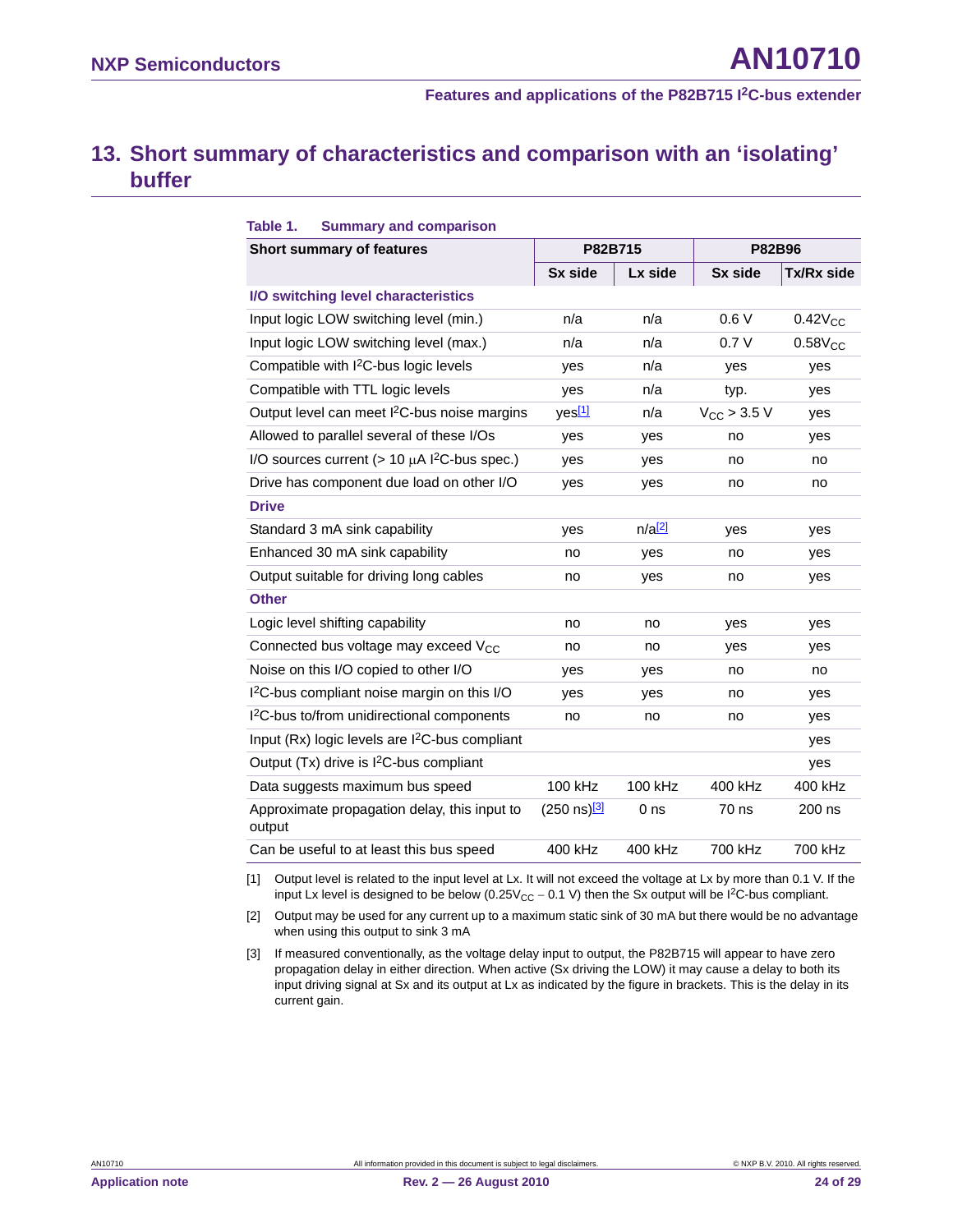## 13. Short summary of characteristics and comparison with an 'isolating' buffer

**Table 1. Summary and comparison**

| Short summary of features | P82B715 | | P82B96 | |
|---|---|---|---|---|
| | Sx side | Lx side | Sx side | Tx/Rx side |
| **I/O switching level characteristics** | | | | |
| Input logic LOW switching level (min.) | n/a | n/a | 0.6 V | $0.42V_{CC}$ |
| Input logic LOW switching level (max.) | n/a | n/a | 0.7 V | $0.58V_{CC}$ |
| Compatible with I²C-bus logic levels | yes | n/a | yes | yes |
| Compatible with TTL logic levels | yes | n/a | typ. | yes |
| Output level can meet I²C-bus noise margins | yes[1] | n/a | $V_{CC}$ > 3.5 V | yes |
| Allowed to parallel several of these I/Os | yes | yes | no | yes |
| I/O sources current (> 10 μA I²C-bus spec.) | yes | yes | no | no |
| Drive has component due load on other I/O | yes | yes | no | no |
| **Drive** | | | | |
| Standard 3 mA sink capability | yes | n/a[2] | yes | yes |
| Enhanced 30 mA sink capability | no | yes | no | yes |
| Output suitable for driving long cables | no | yes | no | yes |
| **Other** | | | | |
| Logic level shifting capability | no | no | yes | yes |
| Connected bus voltage may exceed $V_{CC}$ | no | no | yes | yes |
| Noise on this I/O copied to other I/O | yes | yes | no | no |
| I²C-bus compliant noise margin on this I/O | yes | yes | no | yes |
| I²C-bus to/from unidirectional components | no | no | no | yes |
| Input (Rx) logic levels are I²C-bus compliant | | | | yes |
| Output (Tx) drive is I²C-bus compliant | | | | yes |
| Data suggests maximum bus speed | 100 kHz | 100 kHz | 400 kHz | 400 kHz |
| Approximate propagation delay, this input to output | (250 ns)[3] | 0 ns | 70 ns | 200 ns |
| Can be useful to at least this bus speed | 400 kHz | 400 kHz | 700 kHz | 700 kHz |

[1] Output level is related to the input level at Lx. It will not exceed the voltage at Lx by more than 0.1 V. If the input Lx level is designed to be below ($0.25V_{CC} - 0.1$ V) then the Sx output will be I²C-bus compliant.

[2] Output may be used for any current up to a maximum static sink of 30 mA but there would be no advantage when using this output to sink 3 mA

[3] If measured conventionally, as the voltage delay input to output, the P82B715 will appear to have zero propagation delay in either direction. When active (Sx driving the LOW) it may cause a delay to both its input driving signal at Sx and its output at Lx as indicated by the figure in brackets. This is the delay in its current gain.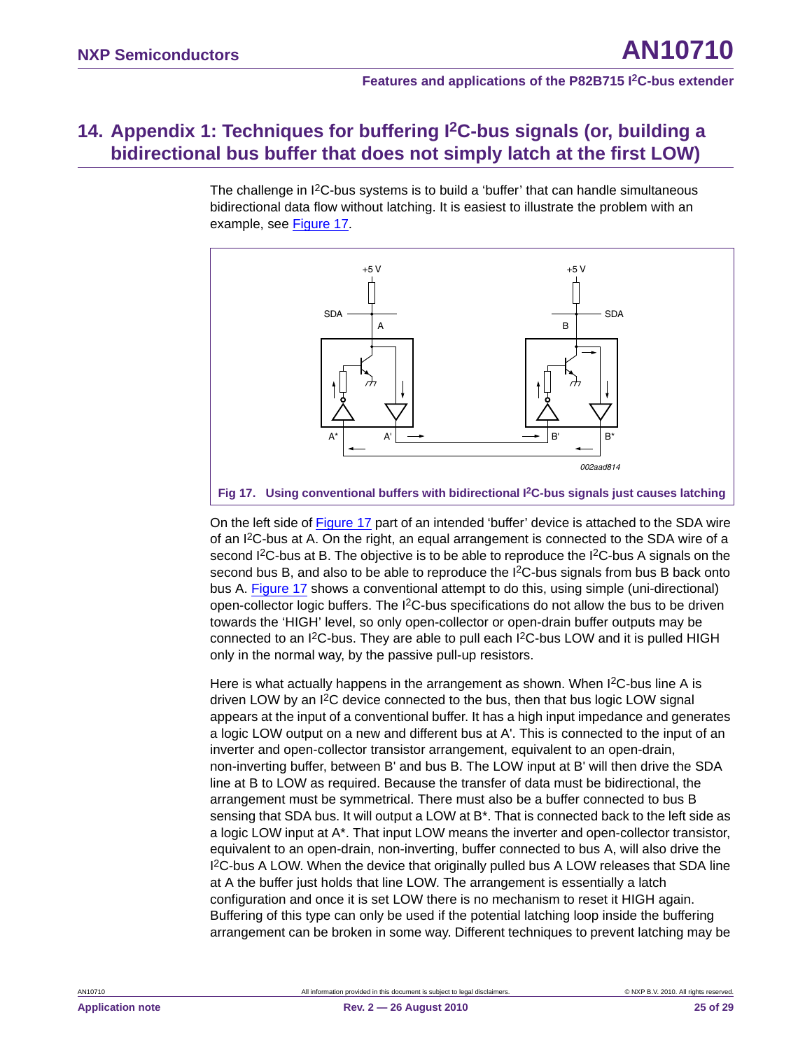## 14. Appendix 1: Techniques for buffering I2C-bus signals (or, building a bidirectional bus buffer that does not simply latch at the first LOW)

The challenge in I2C-bus systems is to build a 'buffer' that can handle simultaneous bidirectional data flow without latching. It is easiest to illustrate the problem with an example, see Figure 17.

Fig 17. Using conventional buffers with bidirectional I2C-bus signals just causes latching

On the left side of Figure 17 part of an intended 'buffer' device is attached to the SDA wire of an I2C-bus at A. On the right, an equal arrangement is connected to the SDA wire of a second I2C-bus at B. The objective is to be able to reproduce the I2C-bus A signals on the second bus B, and also to be able to reproduce the I2C-bus signals from bus B back onto bus A. Figure 17 shows a conventional attempt to do this, using simple (uni-directional) open-collector logic buffers. The I2C-bus specifications do not allow the bus to be driven towards the 'HIGH' level, so only open-collector or open-drain buffer outputs may be connected to an I2C-bus. They are able to pull each I2C-bus LOW and it is pulled HIGH only in the normal way, by the passive pull-up resistors.

Here is what actually happens in the arrangement as shown. When I2C-bus line A is driven LOW by an I2C device connected to the bus, then that bus logic LOW signal appears at the input of a conventional buffer. It has a high input impedance and generates a logic LOW output on a new and different bus at A'. This is connected to the input of an inverter and open-collector transistor arrangement, equivalent to an open-drain, non-inverting buffer, between B' and bus B. The LOW input at B' will then drive the SDA line at B to LOW as required. Because the transfer of data must be bidirectional, the arrangement must be symmetrical. There must also be a buffer connected to bus B sensing that SDA bus. It will output a LOW at B*. That is connected back to the left side as a logic LOW input at A*. That input LOW means the inverter and open-collector transistor, equivalent to an open-drain, non-inverting, buffer connected to bus A, will also drive the I2C-bus A LOW. When the device that originally pulled bus A LOW releases that SDA line at A the buffer just holds that line LOW. The arrangement is essentially a latch configuration and once it is set LOW there is no mechanism to reset it HIGH again. Buffering of this type can only be used if the potential latching loop inside the buffering arrangement can be broken in some way. Different techniques to prevent latching may be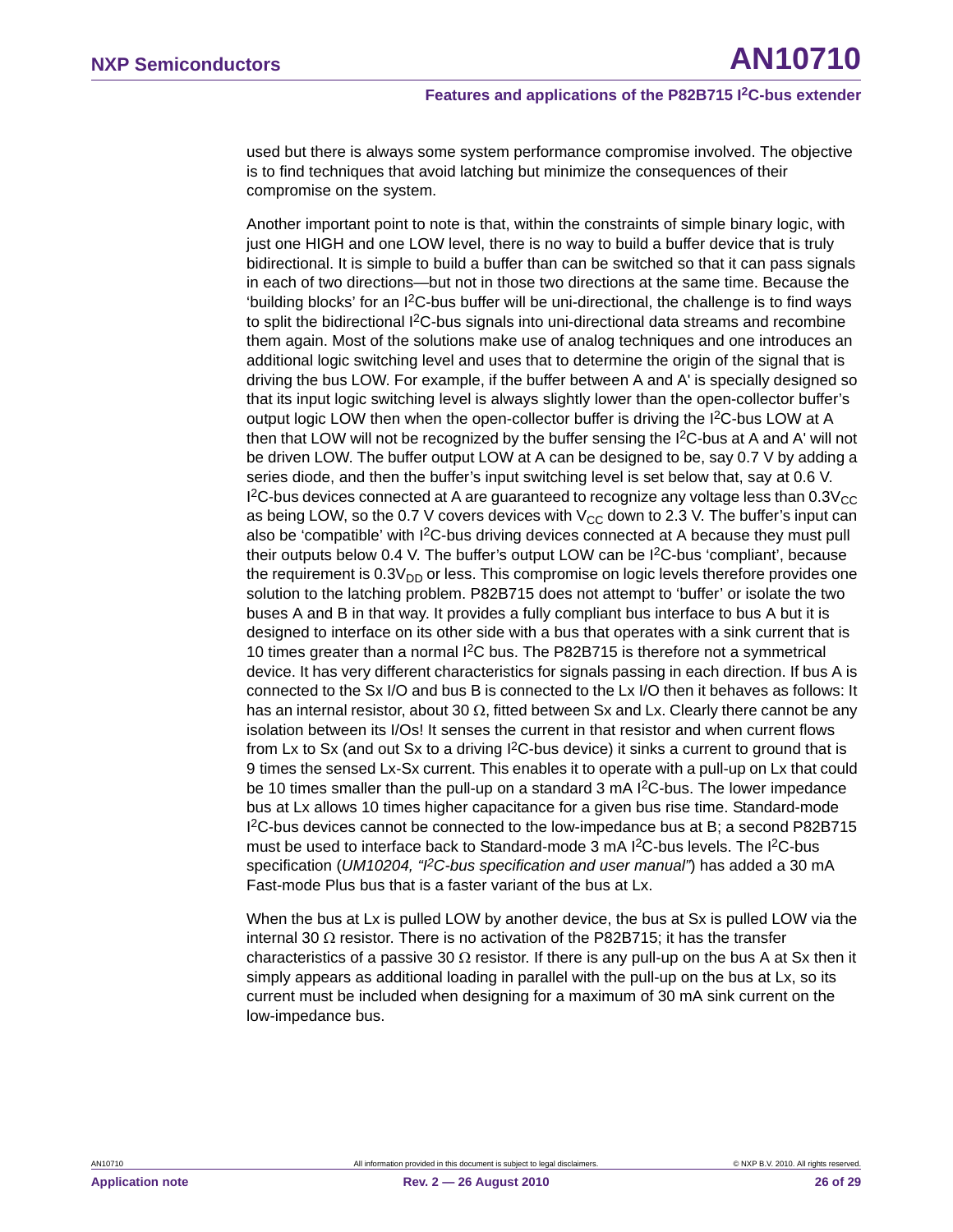used but there is always some system performance compromise involved. The objective is to find techniques that avoid latching but minimize the consequences of their compromise on the system.

Another important point to note is that, within the constraints of simple binary logic, with just one HIGH and one LOW level, there is no way to build a buffer device that is truly bidirectional. It is simple to build a buffer than can be switched so that it can pass signals in each of two directions—but not in those two directions at the same time. Because the 'building blocks' for an I$^2$C-bus buffer will be uni-directional, the challenge is to find ways to split the bidirectional I$^2$C-bus signals into uni-directional data streams and recombine them again. Most of the solutions make use of analog techniques and one introduces an additional logic switching level and uses that to determine the origin of the signal that is driving the bus LOW. For example, if the buffer between A and A' is specially designed so that its input logic switching level is always slightly lower than the open-collector buffer's output logic LOW then when the open-collector buffer is driving the I$^2$C-bus LOW at A then that LOW will not be recognized by the buffer sensing the I$^2$C-bus at A and A' will not be driven LOW. The buffer output LOW at A can be designed to be, say 0.7 V by adding a series diode, and then the buffer's input switching level is set below that, say at 0.6 V. I$^2$C-bus devices connected at A are guaranteed to recognize any voltage less than $0.3V_{CC}$ as being LOW, so the 0.7 V covers devices with $V_{CC}$ down to 2.3 V. The buffer's input can also be 'compatible' with I$^2$C-bus driving devices connected at A because they must pull their outputs below 0.4 V. The buffer's output LOW can be I$^2$C-bus 'compliant', because the requirement is $0.3V_{DD}$ or less. This compromise on logic levels therefore provides one solution to the latching problem. P82B715 does not attempt to 'buffer' or isolate the two buses A and B in that way. It provides a fully compliant bus interface to bus A but it is designed to interface on its other side with a bus that operates with a sink current that is 10 times greater than a normal I$^2$C bus. The P82B715 is therefore not a symmetrical device. It has very different characteristics for signals passing in each direction. If bus A is connected to the Sx I/O and bus B is connected to the Lx I/O then it behaves as follows: It has an internal resistor, about 30 Ω, fitted between Sx and Lx. Clearly there cannot be any isolation between its I/Os! It senses the current in that resistor and when current flows from Lx to Sx (and out Sx to a driving I$^2$C-bus device) it sinks a current to ground that is 9 times the sensed Lx-Sx current. This enables it to operate with a pull-up on Lx that could be 10 times smaller than the pull-up on a standard 3 mA I$^2$C-bus. The lower impedance bus at Lx allows 10 times higher capacitance for a given bus rise time. Standard-mode I$^2$C-bus devices cannot be connected to the low-impedance bus at B; a second P82B715 must be used to interface back to Standard-mode 3 mA I$^2$C-bus levels. The I$^2$C-bus specification (*UM10204, "I$^2$C-bus specification and user manual"*) has added a 30 mA Fast-mode Plus bus that is a faster variant of the bus at Lx.

When the bus at Lx is pulled LOW by another device, the bus at Sx is pulled LOW via the internal 30 Ω resistor. There is no activation of the P82B715; it has the transfer characteristics of a passive 30 Ω resistor. If there is any pull-up on the bus A at Sx then it simply appears as additional loading in parallel with the pull-up on the bus at Lx, so its current must be included when designing for a maximum of 30 mA sink current on the low-impedance bus.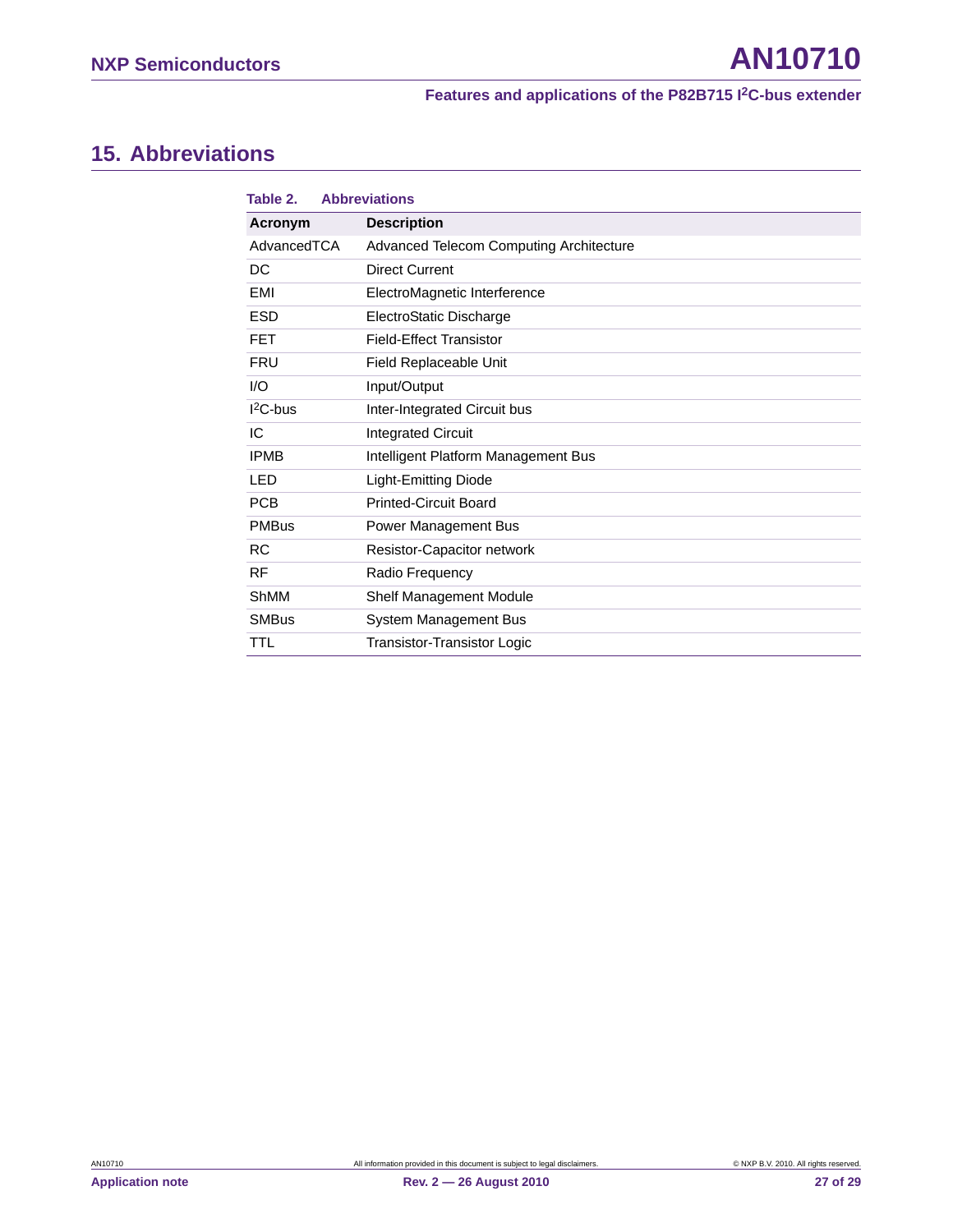## 15. Abbreviations

**Table 2. Abbreviations**

| Acronym | Description |
|---|---|
| AdvancedTCA | Advanced Telecom Computing Architecture |
| DC | Direct Current |
| EMI | ElectroMagnetic Interference |
| ESD | ElectroStatic Discharge |
| FET | Field-Effect Transistor |
| FRU | Field Replaceable Unit |
| I/O | Input/Output |
| $I^2C$-bus | Inter-Integrated Circuit bus |
| IC | Integrated Circuit |
| IPMB | Intelligent Platform Management Bus |
| LED | Light-Emitting Diode |
| PCB | Printed-Circuit Board |
| PMBus | Power Management Bus |
| RC | Resistor-Capacitor network |
| RF | Radio Frequency |
| ShMM | Shelf Management Module |
| SMBus | System Management Bus |
| TTL | Transistor-Transistor Logic |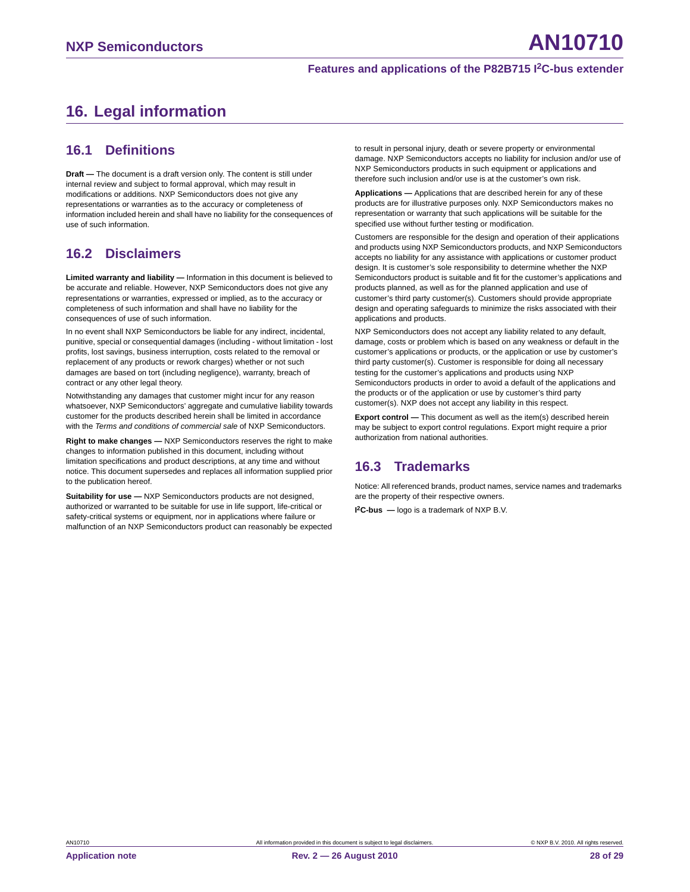# 16. Legal information

## 16.1 Definitions

**Draft —** The document is a draft version only. The content is still under internal review and subject to formal approval, which may result in modifications or additions. NXP Semiconductors does not give any representations or warranties as to the accuracy or completeness of information included herein and shall have no liability for the consequences of use of such information.

## 16.2 Disclaimers

**Limited warranty and liability —** Information in this document is believed to be accurate and reliable. However, NXP Semiconductors does not give any representations or warranties, expressed or implied, as to the accuracy or completeness of such information and shall have no liability for the consequences of use of such information.

In no event shall NXP Semiconductors be liable for any indirect, incidental, punitive, special or consequential damages (including - without limitation - lost profits, lost savings, business interruption, costs related to the removal or replacement of any products or rework charges) whether or not such damages are based on tort (including negligence), warranty, breach of contract or any other legal theory.

Notwithstanding any damages that customer might incur for any reason whatsoever, NXP Semiconductors' aggregate and cumulative liability towards customer for the products described herein shall be limited in accordance with the *Terms and conditions of commercial sale* of NXP Semiconductors.

**Right to make changes —** NXP Semiconductors reserves the right to make changes to information published in this document, including without limitation specifications and product descriptions, at any time and without notice. This document supersedes and replaces all information supplied prior to the publication hereof.

**Suitability for use —** NXP Semiconductors products are not designed, authorized or warranted to be suitable for use in life support, life-critical or safety-critical systems or equipment, nor in applications where failure or malfunction of an NXP Semiconductors product can reasonably be expected to result in personal injury, death or severe property or environmental damage. NXP Semiconductors accepts no liability for inclusion and/or use of NXP Semiconductors products in such equipment or applications and therefore such inclusion and/or use is at the customer's own risk.

**Applications —** Applications that are described herein for any of these products are for illustrative purposes only. NXP Semiconductors makes no representation or warranty that such applications will be suitable for the specified use without further testing or modification.

Customers are responsible for the design and operation of their applications and products using NXP Semiconductors products, and NXP Semiconductors accepts no liability for any assistance with applications or customer product design. It is customer's sole responsibility to determine whether the NXP Semiconductors product is suitable and fit for the customer's applications and products planned, as well as for the planned application and use of customer's third party customer(s). Customers should provide appropriate design and operating safeguards to minimize the risks associated with their applications and products.

NXP Semiconductors does not accept any liability related to any default, damage, costs or problem which is based on any weakness or default in the customer's applications or products, or the application or use by customer's third party customer(s). Customer is responsible for doing all necessary testing for the customer's applications and products using NXP Semiconductors products in order to avoid a default of the applications and the products or of the application or use by customer's third party customer(s). NXP does not accept any liability in this respect.

**Export control —** This document as well as the item(s) described herein may be subject to export control regulations. Export might require a prior authorization from national authorities.

## 16.3 Trademarks

Notice: All referenced brands, product names, service names and trademarks are the property of their respective owners.

**I$^2$C-bus —** logo is a trademark of NXP B.V.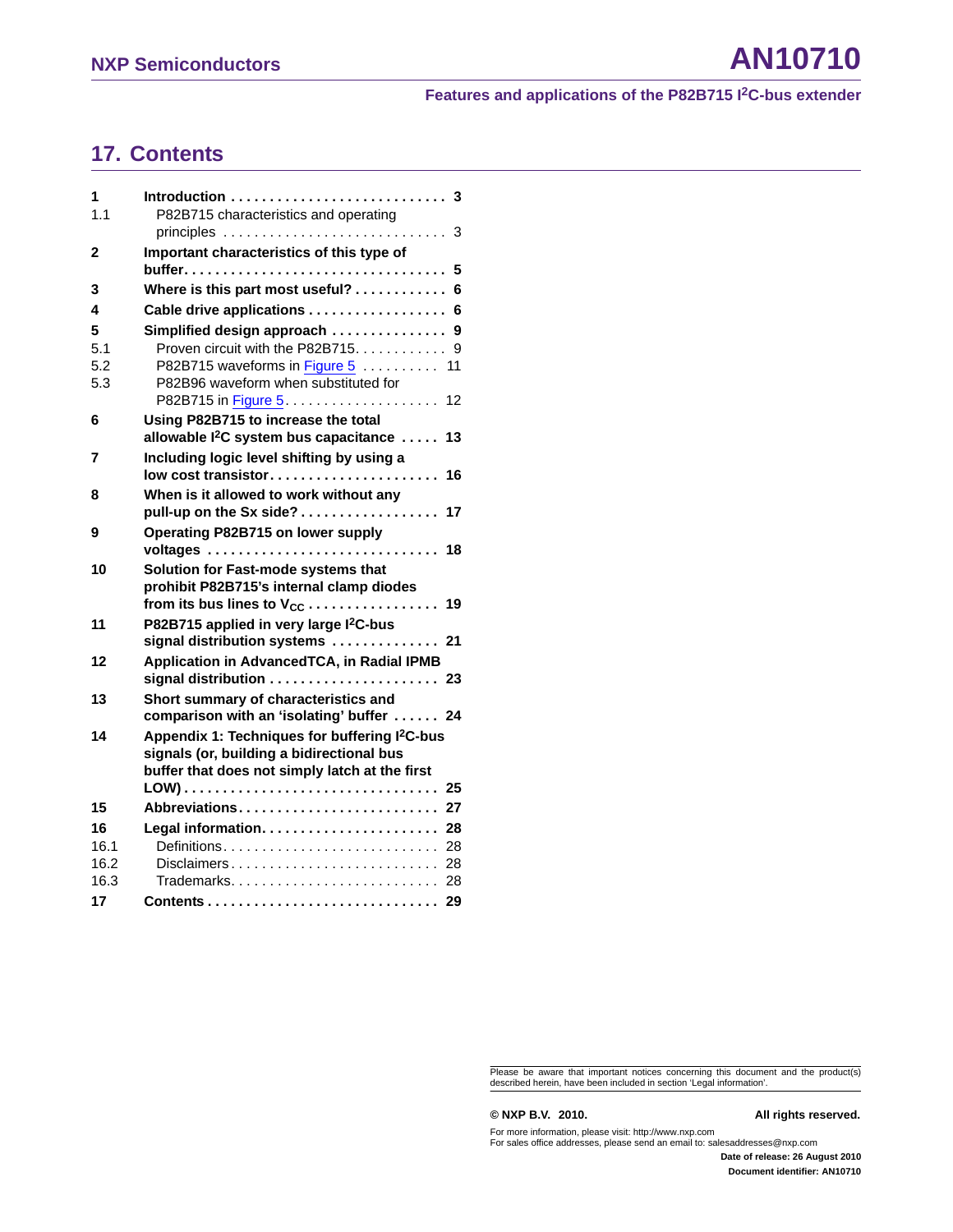## 17. Contents

| | | |
|---|---|---|
| **1** | **Introduction** | **3** |
| 1.1 | P82B715 characteristics and operating principles | 3 |
| **2** | **Important characteristics of this type of buffer** | **5** |
| **3** | **Where is this part most useful?** | **6** |
| **4** | **Cable drive applications** | **6** |
| **5** | **Simplified design approach** | **9** |
| 5.1 | Proven circuit with the P82B715 | 9 |
| 5.2 | P82B715 waveforms in Figure 5 | 11 |
| 5.3 | P82B96 waveform when substituted for P82B715 in Figure 5 | 12 |
| **6** | **Using P82B715 to increase the total allowable I²C system bus capacitance** | **13** |
| **7** | **Including logic level shifting by using a low cost transistor** | **16** |
| **8** | **When is it allowed to work without any pull-up on the Sx side?** | **17** |
| **9** | **Operating P82B715 on lower supply voltages** | **18** |
| **10** | **Solution for Fast-mode systems that prohibit P82B715's internal clamp diodes from its bus lines to $V_{CC}$** | **19** |
| **11** | **P82B715 applied in very large I²C-bus signal distribution systems** | **21** |
| **12** | **Application in AdvancedTCA, in Radial IPMB signal distribution** | **23** |
| **13** | **Short summary of characteristics and comparison with an 'isolating' buffer** | **24** |
| **14** | **Appendix 1: Techniques for buffering I²C-bus signals (or, building a bidirectional bus buffer that does not simply latch at the first LOW)** | **25** |
| **15** | **Abbreviations** | **27** |
| **16** | **Legal information** | **28** |
| 16.1 | Definitions | 28 |
| 16.2 | Disclaimers | 28 |
| 16.3 | Trademarks | 28 |
| **17** | **Contents** | **29** |

Please be aware that important notices concerning this document and the product(s) described herein, have been included in section 'Legal information'.

**© NXP B.V. 2010.** **All rights reserved.**

For more information, please visit: http://www.nxp.com
For sales office addresses, please send an email to: salesaddresses@nxp.com

**Date of release: 26 August 2010**
**Document identifier: AN10710**